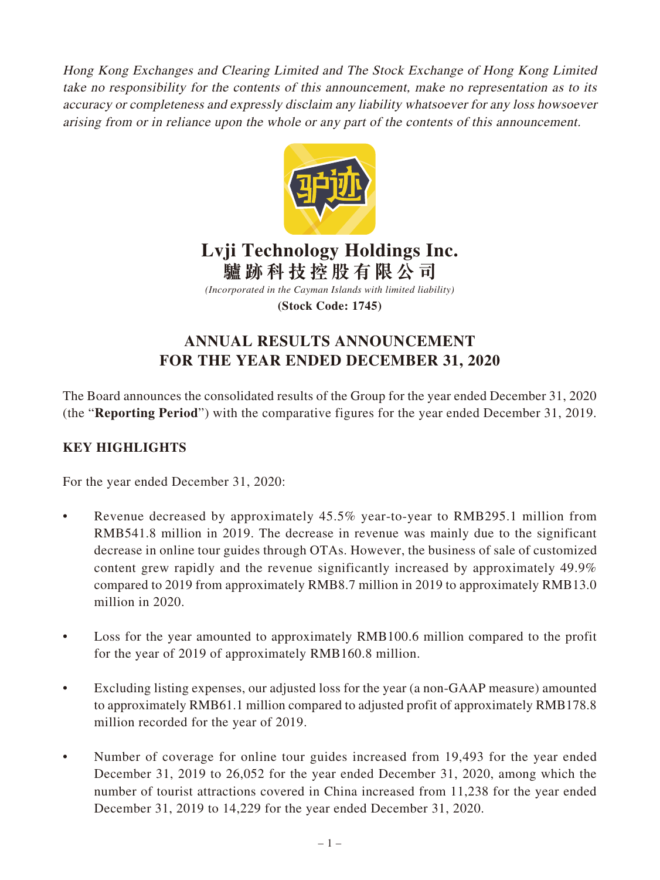*Hong Kong Exchanges and Clearing Limited and The Stock Exchange of Hong Kong Limited take no responsibility for the contents of this announcement, make no representation as to its accuracy or completeness and expressly disclaim any liability whatsoever for any loss howsoever arising from or in reliance upon the whole or any part of the contents of this announcement.*

# Lvji Technology Holdings Inc.
# 驢跡科技控股有限公司

*(Incorporated in the Cayman Islands with limited liability)*

**(Stock Code: 1745)**

## ANNUAL RESULTS ANNOUNCEMENT FOR THE YEAR ENDED DECEMBER 31, 2020

The Board announces the consolidated results of the Group for the year ended December 31, 2020 (the "**Reporting Period**") with the comparative figures for the year ended December 31, 2019.

### KEY HIGHLIGHTS

For the year ended December 31, 2020:

- Revenue decreased by approximately 45.5% year-to-year to RMB295.1 million from RMB541.8 million in 2019. The decrease in revenue was mainly due to the significant decrease in online tour guides through OTAs. However, the business of sale of customized content grew rapidly and the revenue significantly increased by approximately 49.9% compared to 2019 from approximately RMB8.7 million in 2019 to approximately RMB13.0 million in 2020.

- Loss for the year amounted to approximately RMB100.6 million compared to the profit for the year of 2019 of approximately RMB160.8 million.

- Excluding listing expenses, our adjusted loss for the year (a non-GAAP measure) amounted to approximately RMB61.1 million compared to adjusted profit of approximately RMB178.8 million recorded for the year of 2019.

- Number of coverage for online tour guides increased from 19,493 for the year ended December 31, 2019 to 26,052 for the year ended December 31, 2020, among which the number of tourist attractions covered in China increased from 11,238 for the year ended December 31, 2019 to 14,229 for the year ended December 31, 2020.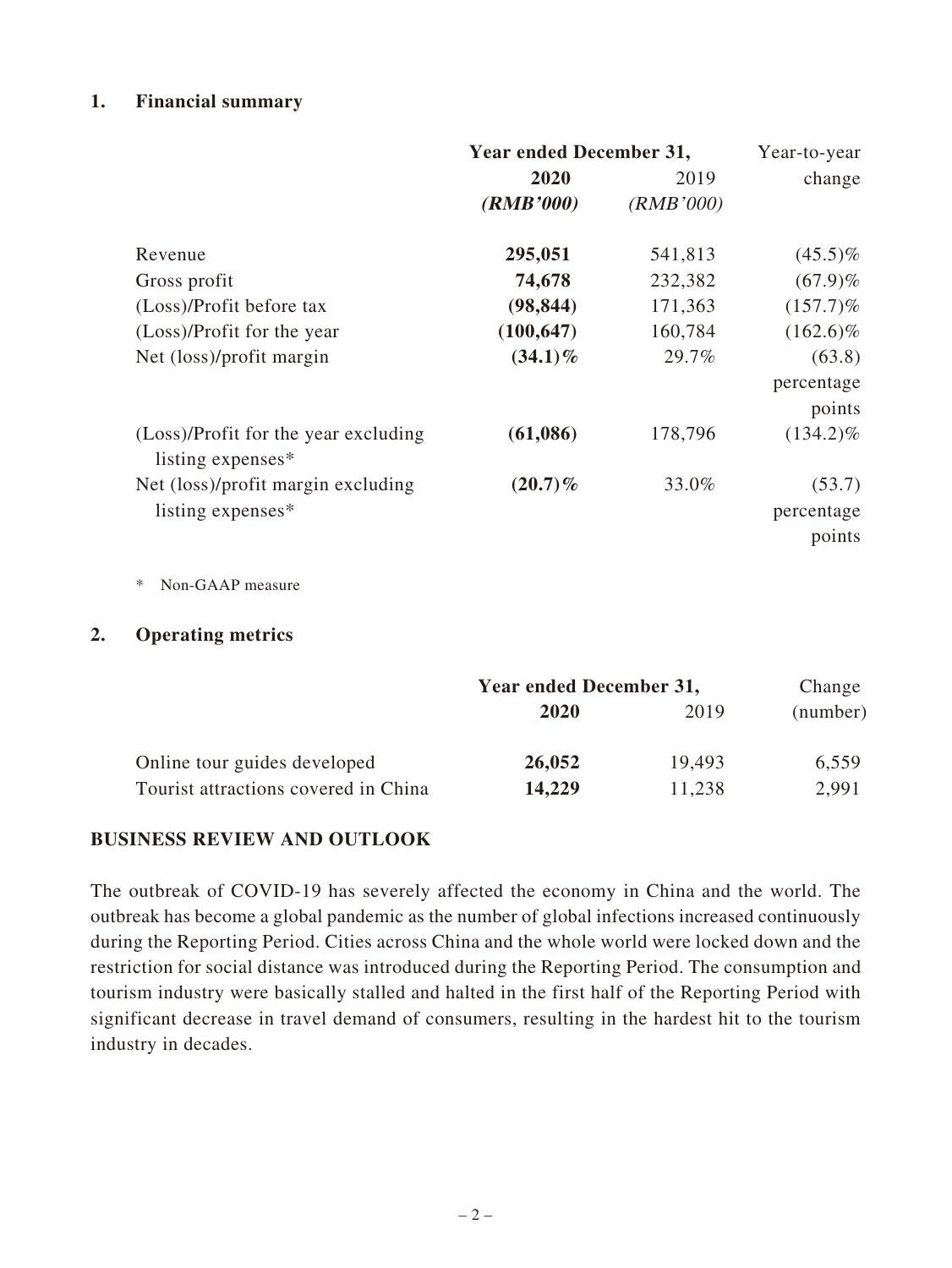### 1. Financial summary

| | Year ended December 31, | | Year-to-year |
|---|---|---|---|
| | **2020** | 2019 | change |
| | ***(RMB'000)*** | *(RMB'000)* | |
| Revenue | **295,051** | 541,813 | (45.5)% |
| Gross profit | **74,678** | 232,382 | (67.9)% |
| (Loss)/Profit before tax | **(98,844)** | 171,363 | (157.7)% |
| (Loss)/Profit for the year | **(100,647)** | 160,784 | (162.6)% |
| Net (loss)/profit margin | **(34.1)%** | 29.7% | (63.8) percentage points |
| (Loss)/Profit for the year excluding listing expenses* | **(61,086)** | 178,796 | (134.2)% |
| Net (loss)/profit margin excluding listing expenses* | **(20.7)%** | 33.0% | (53.7) percentage points |

\* Non-GAAP measure

### 2. Operating metrics

| | Year ended December 31, | | Change |
|---|---|---|---|
| | **2020** | 2019 | (number) |
| Online tour guides developed | **26,052** | 19,493 | 6,559 |
| Tourist attractions covered in China | **14,229** | 11,238 | 2,991 |

## BUSINESS REVIEW AND OUTLOOK

The outbreak of COVID-19 has severely affected the economy in China and the world. The outbreak has become a global pandemic as the number of global infections increased continuously during the Reporting Period. Cities across China and the whole world were locked down and the restriction for social distance was introduced during the Reporting Period. The consumption and tourism industry were basically stalled and halted in the first half of the Reporting Period with significant decrease in travel demand of consumers, resulting in the hardest hit to the tourism industry in decades.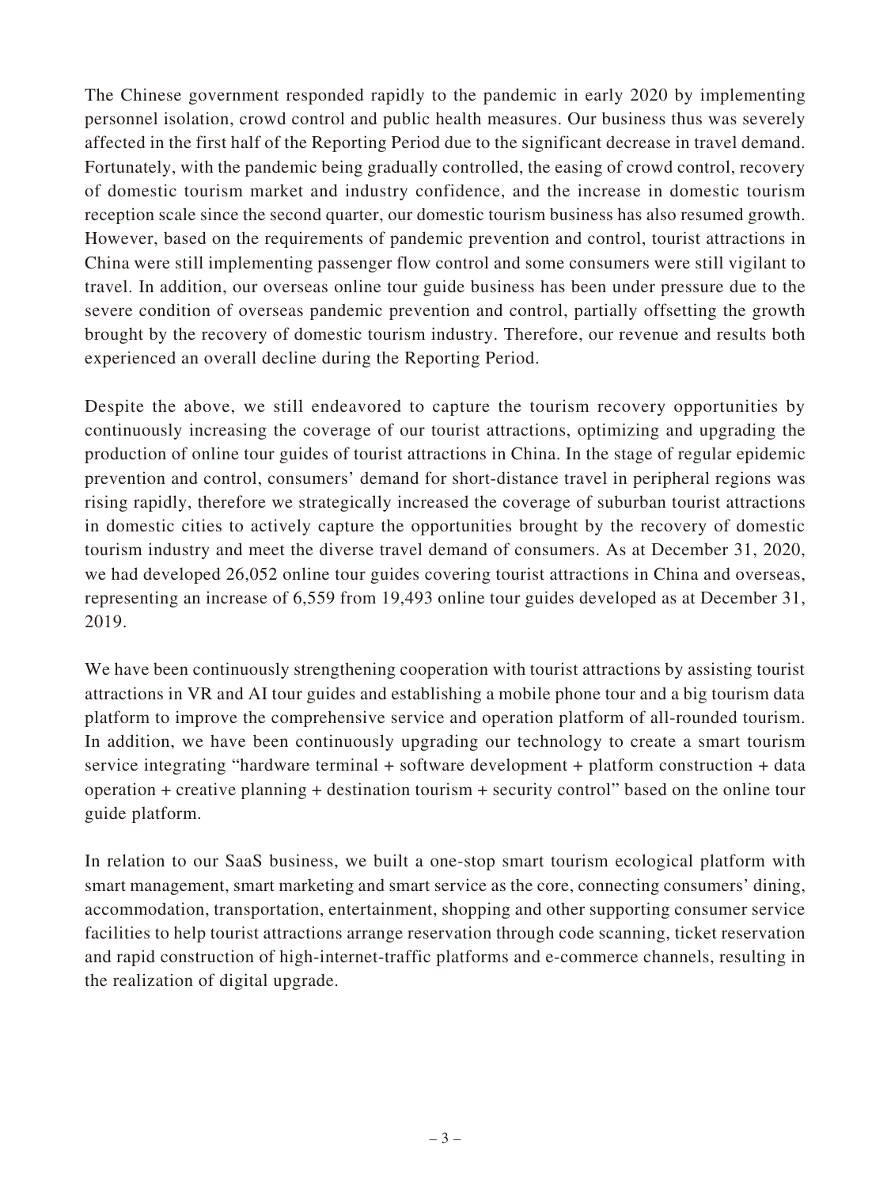The Chinese government responded rapidly to the pandemic in early 2020 by implementing personnel isolation, crowd control and public health measures. Our business thus was severely affected in the first half of the Reporting Period due to the significant decrease in travel demand. Fortunately, with the pandemic being gradually controlled, the easing of crowd control, recovery of domestic tourism market and industry confidence, and the increase in domestic tourism reception scale since the second quarter, our domestic tourism business has also resumed growth. However, based on the requirements of pandemic prevention and control, tourist attractions in China were still implementing passenger flow control and some consumers were still vigilant to travel. In addition, our overseas online tour guide business has been under pressure due to the severe condition of overseas pandemic prevention and control, partially offsetting the growth brought by the recovery of domestic tourism industry. Therefore, our revenue and results both experienced an overall decline during the Reporting Period.

Despite the above, we still endeavored to capture the tourism recovery opportunities by continuously increasing the coverage of our tourist attractions, optimizing and upgrading the production of online tour guides of tourist attractions in China. In the stage of regular epidemic prevention and control, consumers' demand for short-distance travel in peripheral regions was rising rapidly, therefore we strategically increased the coverage of suburban tourist attractions in domestic cities to actively capture the opportunities brought by the recovery of domestic tourism industry and meet the diverse travel demand of consumers. As at December 31, 2020, we had developed 26,052 online tour guides covering tourist attractions in China and overseas, representing an increase of 6,559 from 19,493 online tour guides developed as at December 31, 2019.

We have been continuously strengthening cooperation with tourist attractions by assisting tourist attractions in VR and AI tour guides and establishing a mobile phone tour and a big tourism data platform to improve the comprehensive service and operation platform of all-rounded tourism. In addition, we have been continuously upgrading our technology to create a smart tourism service integrating "hardware terminal + software development + platform construction + data operation + creative planning + destination tourism + security control" based on the online tour guide platform.

In relation to our SaaS business, we built a one-stop smart tourism ecological platform with smart management, smart marketing and smart service as the core, connecting consumers' dining, accommodation, transportation, entertainment, shopping and other supporting consumer service facilities to help tourist attractions arrange reservation through code scanning, ticket reservation and rapid construction of high-internet-traffic platforms and e-commerce channels, resulting in the realization of digital upgrade.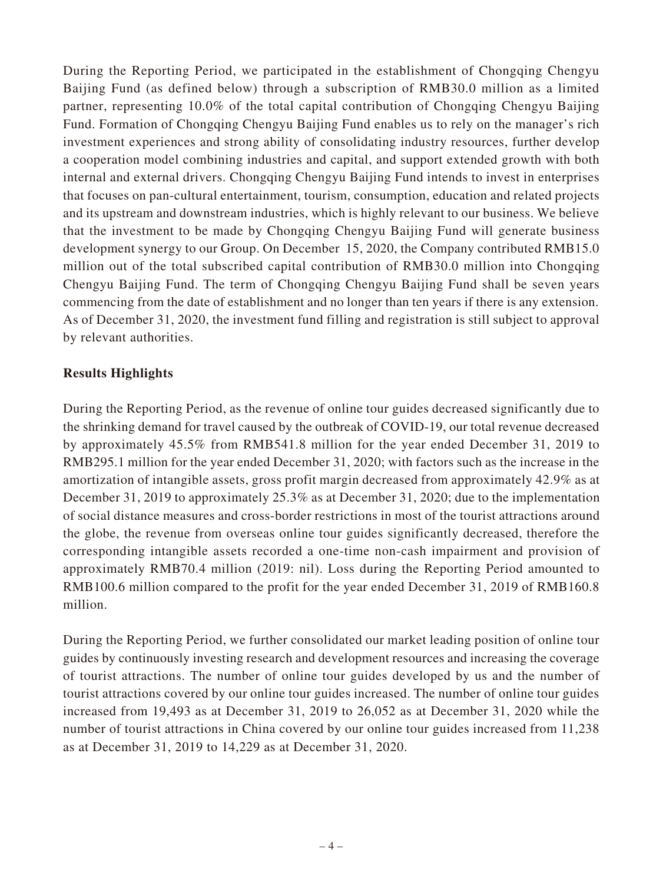During the Reporting Period, we participated in the establishment of Chongqing Chengyu Baijing Fund (as defined below) through a subscription of RMB30.0 million as a limited partner, representing 10.0% of the total capital contribution of Chongqing Chengyu Baijing Fund. Formation of Chongqing Chengyu Baijing Fund enables us to rely on the manager's rich investment experiences and strong ability of consolidating industry resources, further develop a cooperation model combining industries and capital, and support extended growth with both internal and external drivers. Chongqing Chengyu Baijing Fund intends to invest in enterprises that focuses on pan-cultural entertainment, tourism, consumption, education and related projects and its upstream and downstream industries, which is highly relevant to our business. We believe that the investment to be made by Chongqing Chengyu Baijing Fund will generate business development synergy to our Group. On December 15, 2020, the Company contributed RMB15.0 million out of the total subscribed capital contribution of RMB30.0 million into Chongqing Chengyu Baijing Fund. The term of Chongqing Chengyu Baijing Fund shall be seven years commencing from the date of establishment and no longer than ten years if there is any extension. As of December 31, 2020, the investment fund filling and registration is still subject to approval by relevant authorities.

**Results Highlights**

During the Reporting Period, as the revenue of online tour guides decreased significantly due to the shrinking demand for travel caused by the outbreak of COVID-19, our total revenue decreased by approximately 45.5% from RMB541.8 million for the year ended December 31, 2019 to RMB295.1 million for the year ended December 31, 2020; with factors such as the increase in the amortization of intangible assets, gross profit margin decreased from approximately 42.9% as at December 31, 2019 to approximately 25.3% as at December 31, 2020; due to the implementation of social distance measures and cross-border restrictions in most of the tourist attractions around the globe, the revenue from overseas online tour guides significantly decreased, therefore the corresponding intangible assets recorded a one-time non-cash impairment and provision of approximately RMB70.4 million (2019: nil). Loss during the Reporting Period amounted to RMB100.6 million compared to the profit for the year ended December 31, 2019 of RMB160.8 million.

During the Reporting Period, we further consolidated our market leading position of online tour guides by continuously investing research and development resources and increasing the coverage of tourist attractions. The number of online tour guides developed by us and the number of tourist attractions covered by our online tour guides increased. The number of online tour guides increased from 19,493 as at December 31, 2019 to 26,052 as at December 31, 2020 while the number of tourist attractions in China covered by our online tour guides increased from 11,238 as at December 31, 2019 to 14,229 as at December 31, 2020.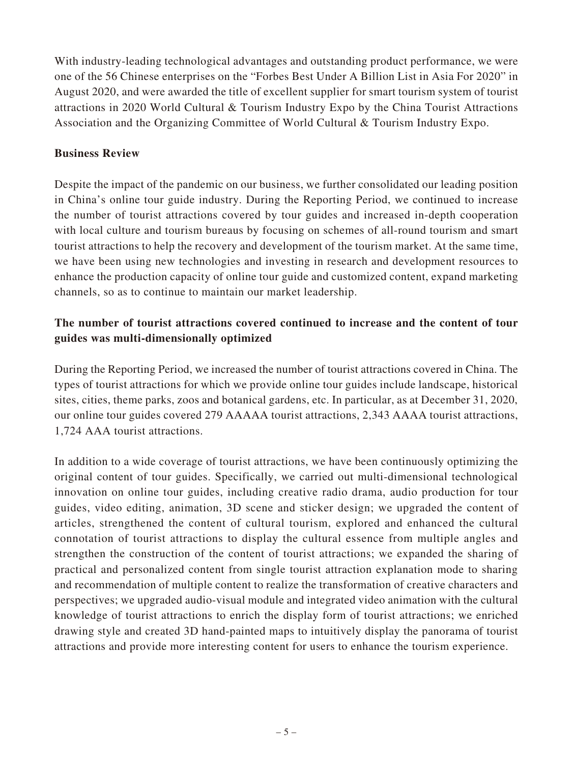With industry-leading technological advantages and outstanding product performance, we were one of the 56 Chinese enterprises on the "Forbes Best Under A Billion List in Asia For 2020" in August 2020, and were awarded the title of excellent supplier for smart tourism system of tourist attractions in 2020 World Cultural & Tourism Industry Expo by the China Tourist Attractions Association and the Organizing Committee of World Cultural & Tourism Industry Expo.

## Business Review

Despite the impact of the pandemic on our business, we further consolidated our leading position in China's online tour guide industry. During the Reporting Period, we continued to increase the number of tourist attractions covered by tour guides and increased in-depth cooperation with local culture and tourism bureaus by focusing on schemes of all-round tourism and smart tourist attractions to help the recovery and development of the tourism market. At the same time, we have been using new technologies and investing in research and development resources to enhance the production capacity of online tour guide and customized content, expand marketing channels, so as to continue to maintain our market leadership.

### The number of tourist attractions covered continued to increase and the content of tour guides was multi-dimensionally optimized

During the Reporting Period, we increased the number of tourist attractions covered in China. The types of tourist attractions for which we provide online tour guides include landscape, historical sites, cities, theme parks, zoos and botanical gardens, etc. In particular, as at December 31, 2020, our online tour guides covered 279 AAAAA tourist attractions, 2,343 AAAA tourist attractions, 1,724 AAA tourist attractions.

In addition to a wide coverage of tourist attractions, we have been continuously optimizing the original content of tour guides. Specifically, we carried out multi-dimensional technological innovation on online tour guides, including creative radio drama, audio production for tour guides, video editing, animation, 3D scene and sticker design; we upgraded the content of articles, strengthened the content of cultural tourism, explored and enhanced the cultural connotation of tourist attractions to display the cultural essence from multiple angles and strengthen the construction of the content of tourist attractions; we expanded the sharing of practical and personalized content from single tourist attraction explanation mode to sharing and recommendation of multiple content to realize the transformation of creative characters and perspectives; we upgraded audio-visual module and integrated video animation with the cultural knowledge of tourist attractions to enrich the display form of tourist attractions; we enriched drawing style and created 3D hand-painted maps to intuitively display the panorama of tourist attractions and provide more interesting content for users to enhance the tourism experience.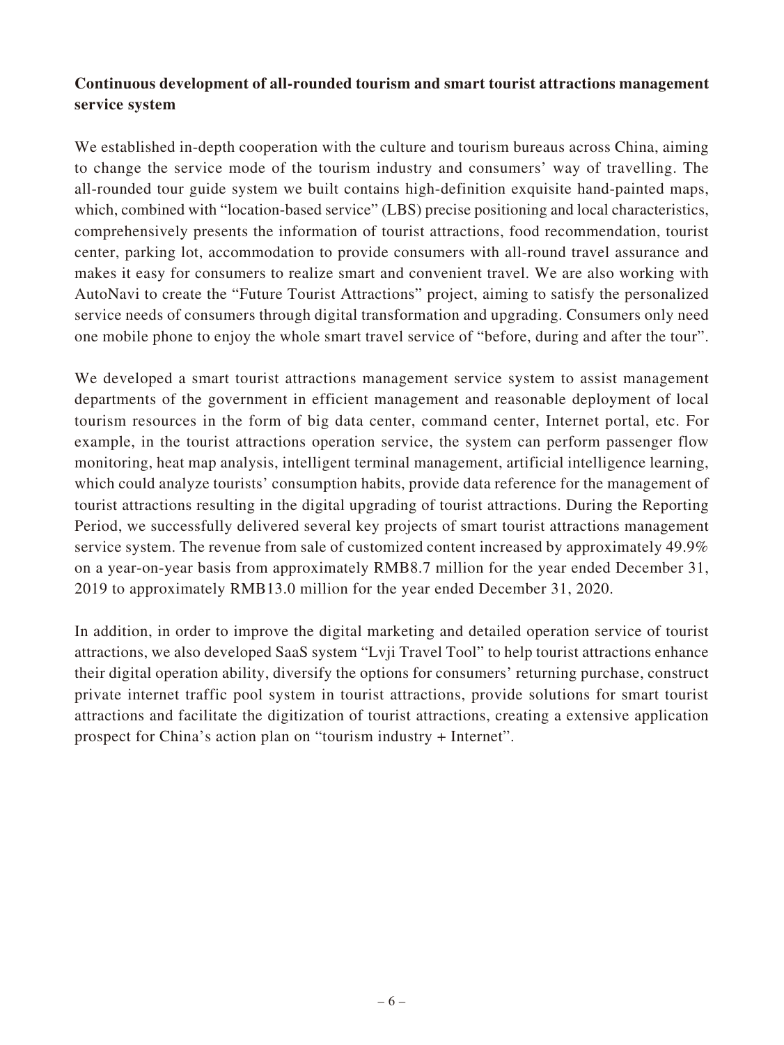**Continuous development of all-rounded tourism and smart tourist attractions management service system**

We established in-depth cooperation with the culture and tourism bureaus across China, aiming to change the service mode of the tourism industry and consumers' way of travelling. The all-rounded tour guide system we built contains high-definition exquisite hand-painted maps, which, combined with "location-based service" (LBS) precise positioning and local characteristics, comprehensively presents the information of tourist attractions, food recommendation, tourist center, parking lot, accommodation to provide consumers with all-round travel assurance and makes it easy for consumers to realize smart and convenient travel. We are also working with AutoNavi to create the "Future Tourist Attractions" project, aiming to satisfy the personalized service needs of consumers through digital transformation and upgrading. Consumers only need one mobile phone to enjoy the whole smart travel service of "before, during and after the tour".

We developed a smart tourist attractions management service system to assist management departments of the government in efficient management and reasonable deployment of local tourism resources in the form of big data center, command center, Internet portal, etc. For example, in the tourist attractions operation service, the system can perform passenger flow monitoring, heat map analysis, intelligent terminal management, artificial intelligence learning, which could analyze tourists' consumption habits, provide data reference for the management of tourist attractions resulting in the digital upgrading of tourist attractions. During the Reporting Period, we successfully delivered several key projects of smart tourist attractions management service system. The revenue from sale of customized content increased by approximately 49.9% on a year-on-year basis from approximately RMB8.7 million for the year ended December 31, 2019 to approximately RMB13.0 million for the year ended December 31, 2020.

In addition, in order to improve the digital marketing and detailed operation service of tourist attractions, we also developed SaaS system "Lvji Travel Tool" to help tourist attractions enhance their digital operation ability, diversify the options for consumers' returning purchase, construct private internet traffic pool system in tourist attractions, provide solutions for smart tourist attractions and facilitate the digitization of tourist attractions, creating a extensive application prospect for China's action plan on "tourism industry + Internet".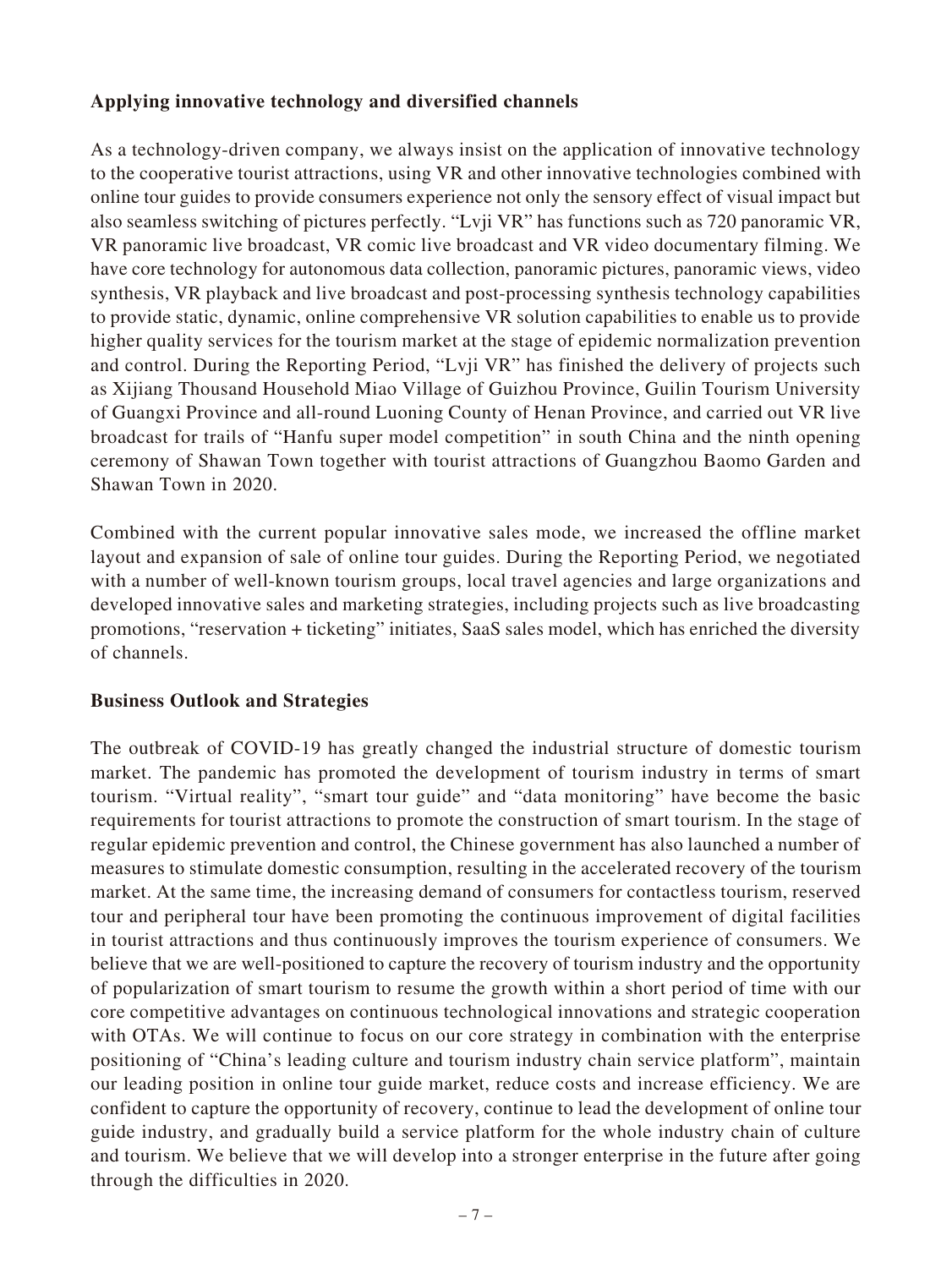**Applying innovative technology and diversified channels**

As a technology-driven company, we always insist on the application of innovative technology to the cooperative tourist attractions, using VR and other innovative technologies combined with online tour guides to provide consumers experience not only the sensory effect of visual impact but also seamless switching of pictures perfectly. "Lvji VR" has functions such as 720 panoramic VR, VR panoramic live broadcast, VR comic live broadcast and VR video documentary filming. We have core technology for autonomous data collection, panoramic pictures, panoramic views, video synthesis, VR playback and live broadcast and post-processing synthesis technology capabilities to provide static, dynamic, online comprehensive VR solution capabilities to enable us to provide higher quality services for the tourism market at the stage of epidemic normalization prevention and control. During the Reporting Period, "Lvji VR" has finished the delivery of projects such as Xijiang Thousand Household Miao Village of Guizhou Province, Guilin Tourism University of Guangxi Province and all-round Luoning County of Henan Province, and carried out VR live broadcast for trails of "Hanfu super model competition" in south China and the ninth opening ceremony of Shawan Town together with tourist attractions of Guangzhou Baomo Garden and Shawan Town in 2020.

Combined with the current popular innovative sales mode, we increased the offline market layout and expansion of sale of online tour guides. During the Reporting Period, we negotiated with a number of well-known tourism groups, local travel agencies and large organizations and developed innovative sales and marketing strategies, including projects such as live broadcasting promotions, "reservation + ticketing" initiates, SaaS sales model, which has enriched the diversity of channels.

**Business Outlook and Strategies**

The outbreak of COVID-19 has greatly changed the industrial structure of domestic tourism market. The pandemic has promoted the development of tourism industry in terms of smart tourism. "Virtual reality", "smart tour guide" and "data monitoring" have become the basic requirements for tourist attractions to promote the construction of smart tourism. In the stage of regular epidemic prevention and control, the Chinese government has also launched a number of measures to stimulate domestic consumption, resulting in the accelerated recovery of the tourism market. At the same time, the increasing demand of consumers for contactless tourism, reserved tour and peripheral tour have been promoting the continuous improvement of digital facilities in tourist attractions and thus continuously improves the tourism experience of consumers. We believe that we are well-positioned to capture the recovery of tourism industry and the opportunity of popularization of smart tourism to resume the growth within a short period of time with our core competitive advantages on continuous technological innovations and strategic cooperation with OTAs. We will continue to focus on our core strategy in combination with the enterprise positioning of "China's leading culture and tourism industry chain service platform", maintain our leading position in online tour guide market, reduce costs and increase efficiency. We are confident to capture the opportunity of recovery, continue to lead the development of online tour guide industry, and gradually build a service platform for the whole industry chain of culture and tourism. We believe that we will develop into a stronger enterprise in the future after going through the difficulties in 2020.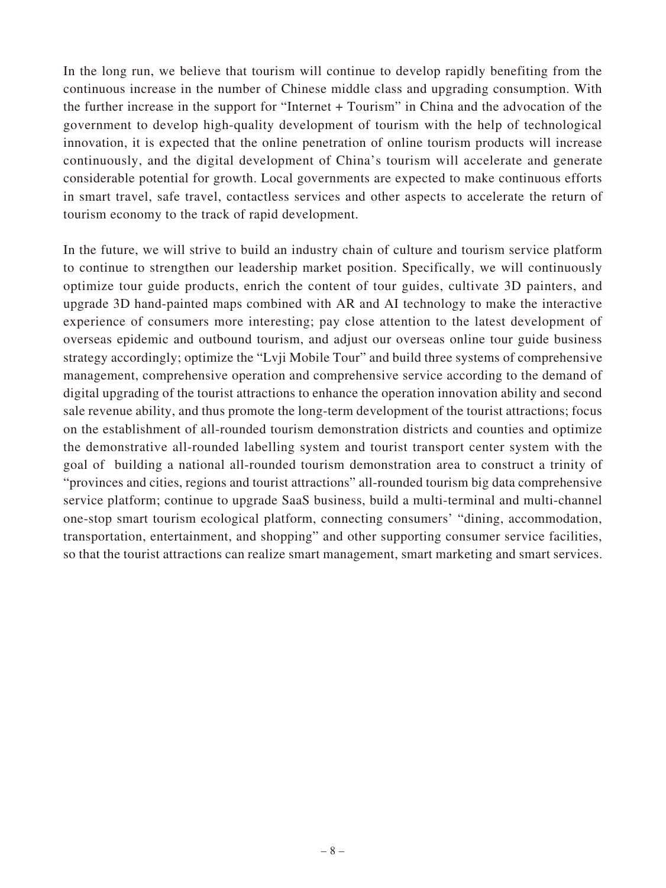In the long run, we believe that tourism will continue to develop rapidly benefiting from the continuous increase in the number of Chinese middle class and upgrading consumption. With the further increase in the support for "Internet + Tourism" in China and the advocation of the government to develop high-quality development of tourism with the help of technological innovation, it is expected that the online penetration of online tourism products will increase continuously, and the digital development of China's tourism will accelerate and generate considerable potential for growth. Local governments are expected to make continuous efforts in smart travel, safe travel, contactless services and other aspects to accelerate the return of tourism economy to the track of rapid development.

In the future, we will strive to build an industry chain of culture and tourism service platform to continue to strengthen our leadership market position. Specifically, we will continuously optimize tour guide products, enrich the content of tour guides, cultivate 3D painters, and upgrade 3D hand-painted maps combined with AR and AI technology to make the interactive experience of consumers more interesting; pay close attention to the latest development of overseas epidemic and outbound tourism, and adjust our overseas online tour guide business strategy accordingly; optimize the "Lvji Mobile Tour" and build three systems of comprehensive management, comprehensive operation and comprehensive service according to the demand of digital upgrading of the tourist attractions to enhance the operation innovation ability and second sale revenue ability, and thus promote the long-term development of the tourist attractions; focus on the establishment of all-rounded tourism demonstration districts and counties and optimize the demonstrative all-rounded labelling system and tourist transport center system with the goal of building a national all-rounded tourism demonstration area to construct a trinity of "provinces and cities, regions and tourist attractions" all-rounded tourism big data comprehensive service platform; continue to upgrade SaaS business, build a multi-terminal and multi-channel one-stop smart tourism ecological platform, connecting consumers' "dining, accommodation, transportation, entertainment, and shopping" and other supporting consumer service facilities, so that the tourist attractions can realize smart management, smart marketing and smart services.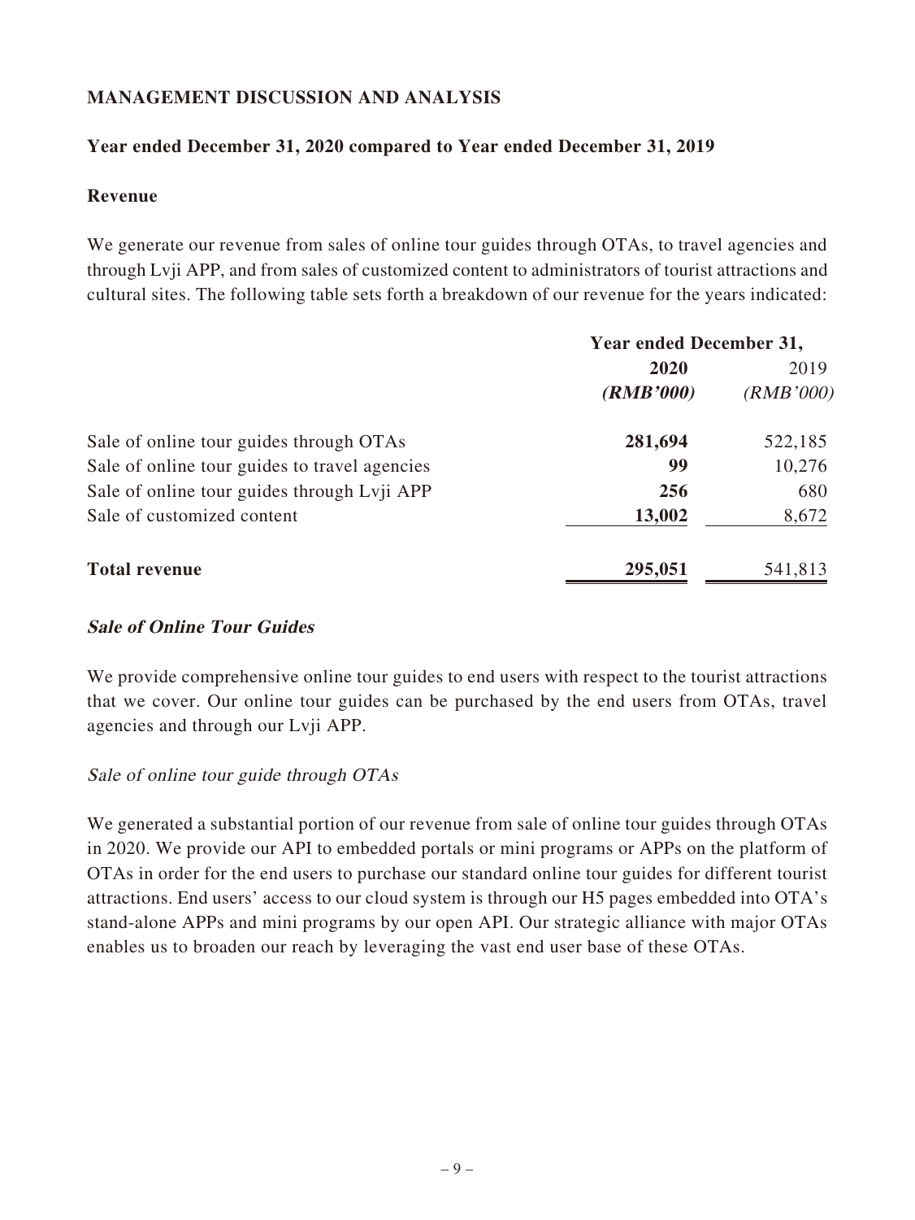## MANAGEMENT DISCUSSION AND ANALYSIS

### Year ended December 31, 2020 compared to Year ended December 31, 2019

### Revenue

We generate our revenue from sales of online tour guides through OTAs, to travel agencies and through Lvji APP, and from sales of customized content to administrators of tourist attractions and cultural sites. The following table sets forth a breakdown of our revenue for the years indicated:

| | Year ended December 31, | |
|---|---|---|
| | **2020** | 2019 |
| | ***(RMB'000)*** | *(RMB'000)* |
| Sale of online tour guides through OTAs | **281,694** | 522,185 |
| Sale of online tour guides to travel agencies | **99** | 10,276 |
| Sale of online tour guides through Lvji APP | **256** | 680 |
| Sale of customized content | **13,002** | 8,672 |
| **Total revenue** | **295,051** | 541,813 |

***Sale of Online Tour Guides***

We provide comprehensive online tour guides to end users with respect to the tourist attractions that we cover. Our online tour guides can be purchased by the end users from OTAs, travel agencies and through our Lvji APP.

*Sale of online tour guide through OTAs*

We generated a substantial portion of our revenue from sale of online tour guides through OTAs in 2020. We provide our API to embedded portals or mini programs or APPs on the platform of OTAs in order for the end users to purchase our standard online tour guides for different tourist attractions. End users' access to our cloud system is through our H5 pages embedded into OTA's stand-alone APPs and mini programs by our open API. Our strategic alliance with major OTAs enables us to broaden our reach by leveraging the vast end user base of these OTAs.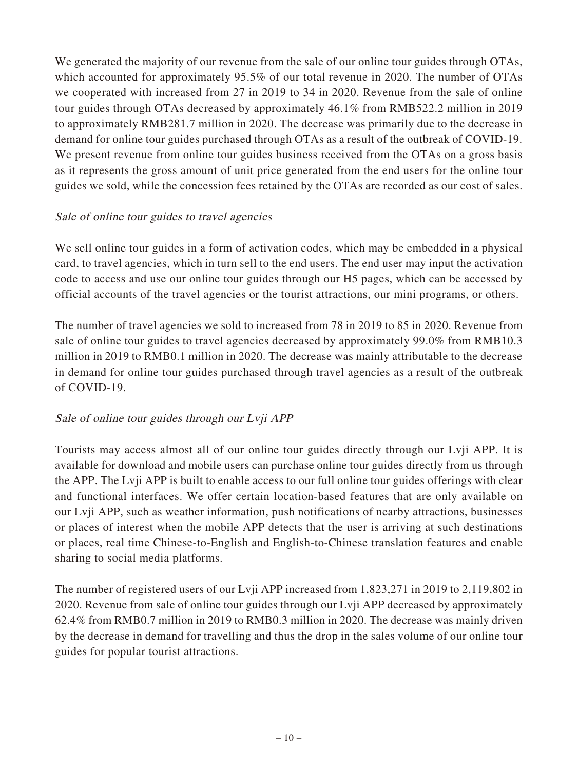We generated the majority of our revenue from the sale of our online tour guides through OTAs, which accounted for approximately 95.5% of our total revenue in 2020. The number of OTAs we cooperated with increased from 27 in 2019 to 34 in 2020. Revenue from the sale of online tour guides through OTAs decreased by approximately 46.1% from RMB522.2 million in 2019 to approximately RMB281.7 million in 2020. The decrease was primarily due to the decrease in demand for online tour guides purchased through OTAs as a result of the outbreak of COVID-19. We present revenue from online tour guides business received from the OTAs on a gross basis as it represents the gross amount of unit price generated from the end users for the online tour guides we sold, while the concession fees retained by the OTAs are recorded as our cost of sales.

*Sale of online tour guides to travel agencies*

We sell online tour guides in a form of activation codes, which may be embedded in a physical card, to travel agencies, which in turn sell to the end users. The end user may input the activation code to access and use our online tour guides through our H5 pages, which can be accessed by official accounts of the travel agencies or the tourist attractions, our mini programs, or others.

The number of travel agencies we sold to increased from 78 in 2019 to 85 in 2020. Revenue from sale of online tour guides to travel agencies decreased by approximately 99.0% from RMB10.3 million in 2019 to RMB0.1 million in 2020. The decrease was mainly attributable to the decrease in demand for online tour guides purchased through travel agencies as a result of the outbreak of COVID-19.

*Sale of online tour guides through our Lvji APP*

Tourists may access almost all of our online tour guides directly through our Lvji APP. It is available for download and mobile users can purchase online tour guides directly from us through the APP. The Lvji APP is built to enable access to our full online tour guides offerings with clear and functional interfaces. We offer certain location-based features that are only available on our Lvji APP, such as weather information, push notifications of nearby attractions, businesses or places of interest when the mobile APP detects that the user is arriving at such destinations or places, real time Chinese-to-English and English-to-Chinese translation features and enable sharing to social media platforms.

The number of registered users of our Lvji APP increased from 1,823,271 in 2019 to 2,119,802 in 2020. Revenue from sale of online tour guides through our Lvji APP decreased by approximately 62.4% from RMB0.7 million in 2019 to RMB0.3 million in 2020. The decrease was mainly driven by the decrease in demand for travelling and thus the drop in the sales volume of our online tour guides for popular tourist attractions.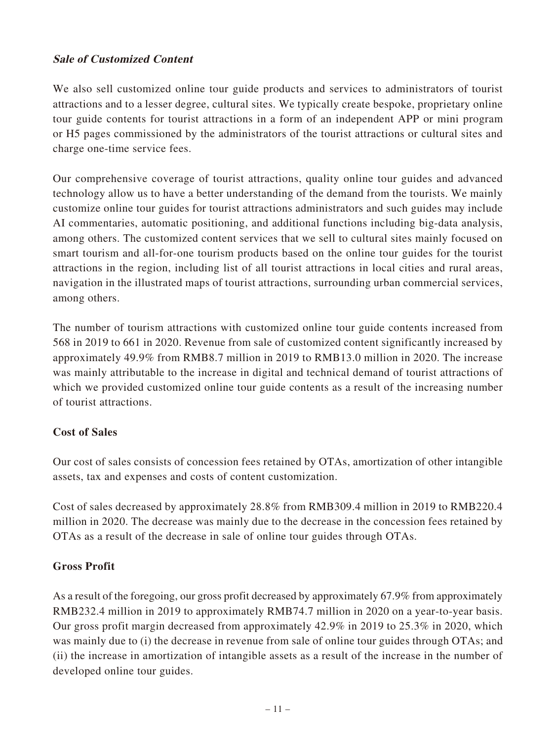***Sale of Customized Content***

We also sell customized online tour guide products and services to administrators of tourist attractions and to a lesser degree, cultural sites. We typically create bespoke, proprietary online tour guide contents for tourist attractions in a form of an independent APP or mini program or H5 pages commissioned by the administrators of the tourist attractions or cultural sites and charge one-time service fees.

Our comprehensive coverage of tourist attractions, quality online tour guides and advanced technology allow us to have a better understanding of the demand from the tourists. We mainly customize online tour guides for tourist attractions administrators and such guides may include AI commentaries, automatic positioning, and additional functions including big-data analysis, among others. The customized content services that we sell to cultural sites mainly focused on smart tourism and all-for-one tourism products based on the online tour guides for the tourist attractions in the region, including list of all tourist attractions in local cities and rural areas, navigation in the illustrated maps of tourist attractions, surrounding urban commercial services, among others.

The number of tourism attractions with customized online tour guide contents increased from 568 in 2019 to 661 in 2020. Revenue from sale of customized content significantly increased by approximately 49.9% from RMB8.7 million in 2019 to RMB13.0 million in 2020. The increase was mainly attributable to the increase in digital and technical demand of tourist attractions of which we provided customized online tour guide contents as a result of the increasing number of tourist attractions.

**Cost of Sales**

Our cost of sales consists of concession fees retained by OTAs, amortization of other intangible assets, tax and expenses and costs of content customization.

Cost of sales decreased by approximately 28.8% from RMB309.4 million in 2019 to RMB220.4 million in 2020. The decrease was mainly due to the decrease in the concession fees retained by OTAs as a result of the decrease in sale of online tour guides through OTAs.

**Gross Profit**

As a result of the foregoing, our gross profit decreased by approximately 67.9% from approximately RMB232.4 million in 2019 to approximately RMB74.7 million in 2020 on a year-to-year basis. Our gross profit margin decreased from approximately 42.9% in 2019 to 25.3% in 2020, which was mainly due to (i) the decrease in revenue from sale of online tour guides through OTAs; and (ii) the increase in amortization of intangible assets as a result of the increase in the number of developed online tour guides.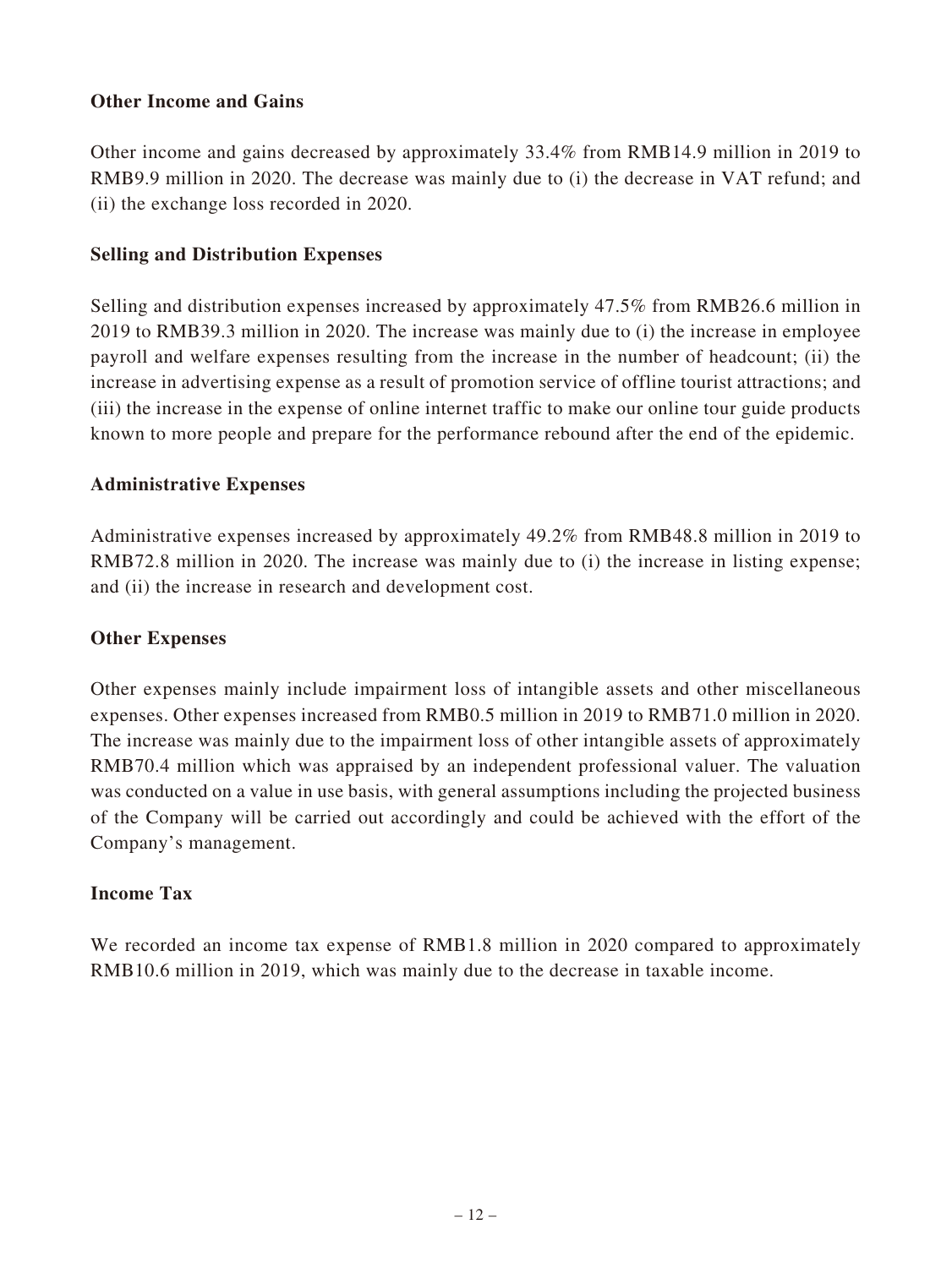### Other Income and Gains

Other income and gains decreased by approximately 33.4% from RMB14.9 million in 2019 to RMB9.9 million in 2020. The decrease was mainly due to (i) the decrease in VAT refund; and (ii) the exchange loss recorded in 2020.

### Selling and Distribution Expenses

Selling and distribution expenses increased by approximately 47.5% from RMB26.6 million in 2019 to RMB39.3 million in 2020. The increase was mainly due to (i) the increase in employee payroll and welfare expenses resulting from the increase in the number of headcount; (ii) the increase in advertising expense as a result of promotion service of offline tourist attractions; and (iii) the increase in the expense of online internet traffic to make our online tour guide products known to more people and prepare for the performance rebound after the end of the epidemic.

### Administrative Expenses

Administrative expenses increased by approximately 49.2% from RMB48.8 million in 2019 to RMB72.8 million in 2020. The increase was mainly due to (i) the increase in listing expense; and (ii) the increase in research and development cost.

### Other Expenses

Other expenses mainly include impairment loss of intangible assets and other miscellaneous expenses. Other expenses increased from RMB0.5 million in 2019 to RMB71.0 million in 2020. The increase was mainly due to the impairment loss of other intangible assets of approximately RMB70.4 million which was appraised by an independent professional valuer. The valuation was conducted on a value in use basis, with general assumptions including the projected business of the Company will be carried out accordingly and could be achieved with the effort of the Company's management.

### Income Tax

We recorded an income tax expense of RMB1.8 million in 2020 compared to approximately RMB10.6 million in 2019, which was mainly due to the decrease in taxable income.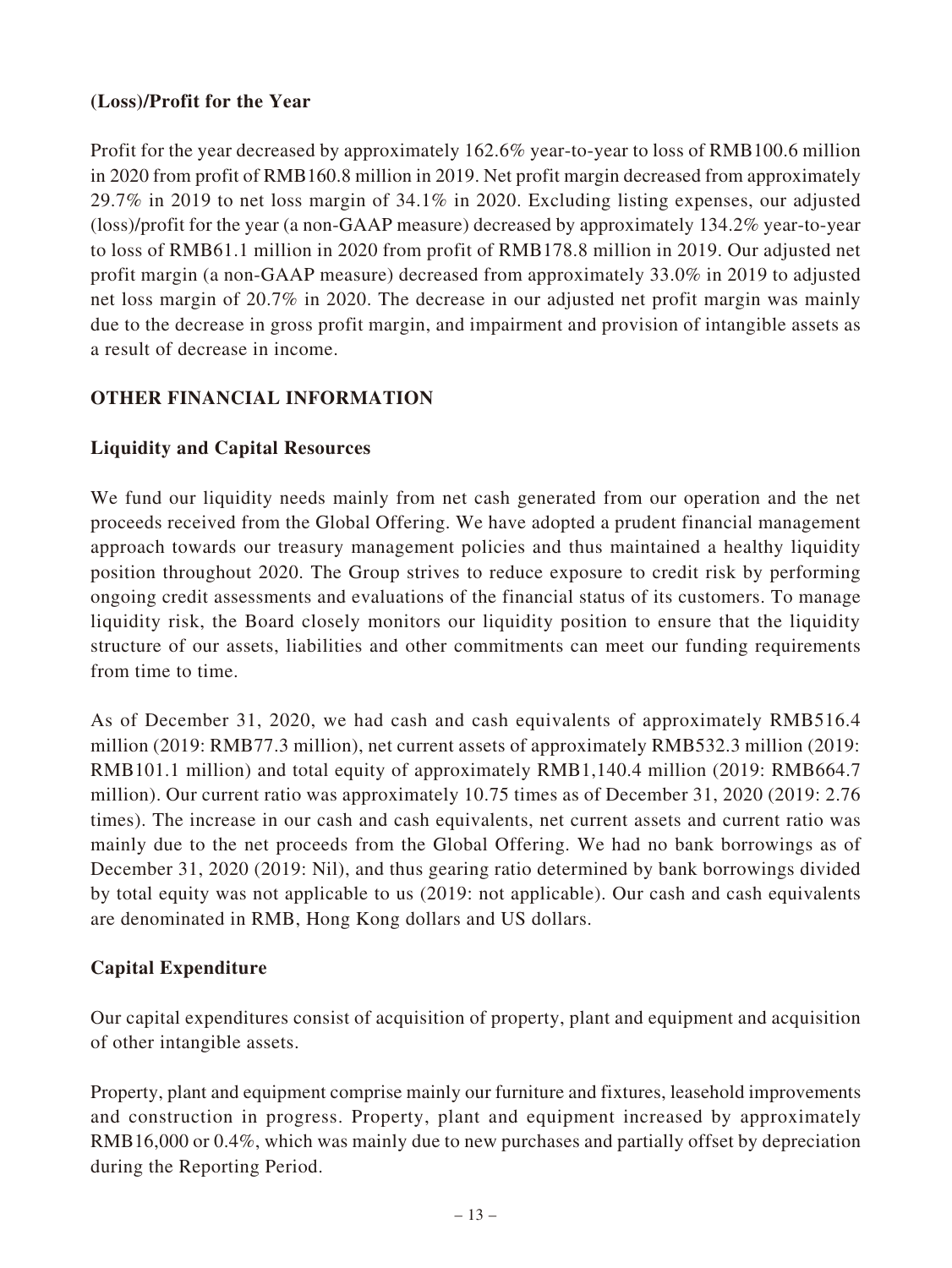### (Loss)/Profit for the Year

Profit for the year decreased by approximately 162.6% year-to-year to loss of RMB100.6 million in 2020 from profit of RMB160.8 million in 2019. Net profit margin decreased from approximately 29.7% in 2019 to net loss margin of 34.1% in 2020. Excluding listing expenses, our adjusted (loss)/profit for the year (a non-GAAP measure) decreased by approximately 134.2% year-to-year to loss of RMB61.1 million in 2020 from profit of RMB178.8 million in 2019. Our adjusted net profit margin (a non-GAAP measure) decreased from approximately 33.0% in 2019 to adjusted net loss margin of 20.7% in 2020. The decrease in our adjusted net profit margin was mainly due to the decrease in gross profit margin, and impairment and provision of intangible assets as a result of decrease in income.

## OTHER FINANCIAL INFORMATION

### Liquidity and Capital Resources

We fund our liquidity needs mainly from net cash generated from our operation and the net proceeds received from the Global Offering. We have adopted a prudent financial management approach towards our treasury management policies and thus maintained a healthy liquidity position throughout 2020. The Group strives to reduce exposure to credit risk by performing ongoing credit assessments and evaluations of the financial status of its customers. To manage liquidity risk, the Board closely monitors our liquidity position to ensure that the liquidity structure of our assets, liabilities and other commitments can meet our funding requirements from time to time.

As of December 31, 2020, we had cash and cash equivalents of approximately RMB516.4 million (2019: RMB77.3 million), net current assets of approximately RMB532.3 million (2019: RMB101.1 million) and total equity of approximately RMB1,140.4 million (2019: RMB664.7 million). Our current ratio was approximately 10.75 times as of December 31, 2020 (2019: 2.76 times). The increase in our cash and cash equivalents, net current assets and current ratio was mainly due to the net proceeds from the Global Offering. We had no bank borrowings as of December 31, 2020 (2019: Nil), and thus gearing ratio determined by bank borrowings divided by total equity was not applicable to us (2019: not applicable). Our cash and cash equivalents are denominated in RMB, Hong Kong dollars and US dollars.

### Capital Expenditure

Our capital expenditures consist of acquisition of property, plant and equipment and acquisition of other intangible assets.

Property, plant and equipment comprise mainly our furniture and fixtures, leasehold improvements and construction in progress. Property, plant and equipment increased by approximately RMB16,000 or 0.4%, which was mainly due to new purchases and partially offset by depreciation during the Reporting Period.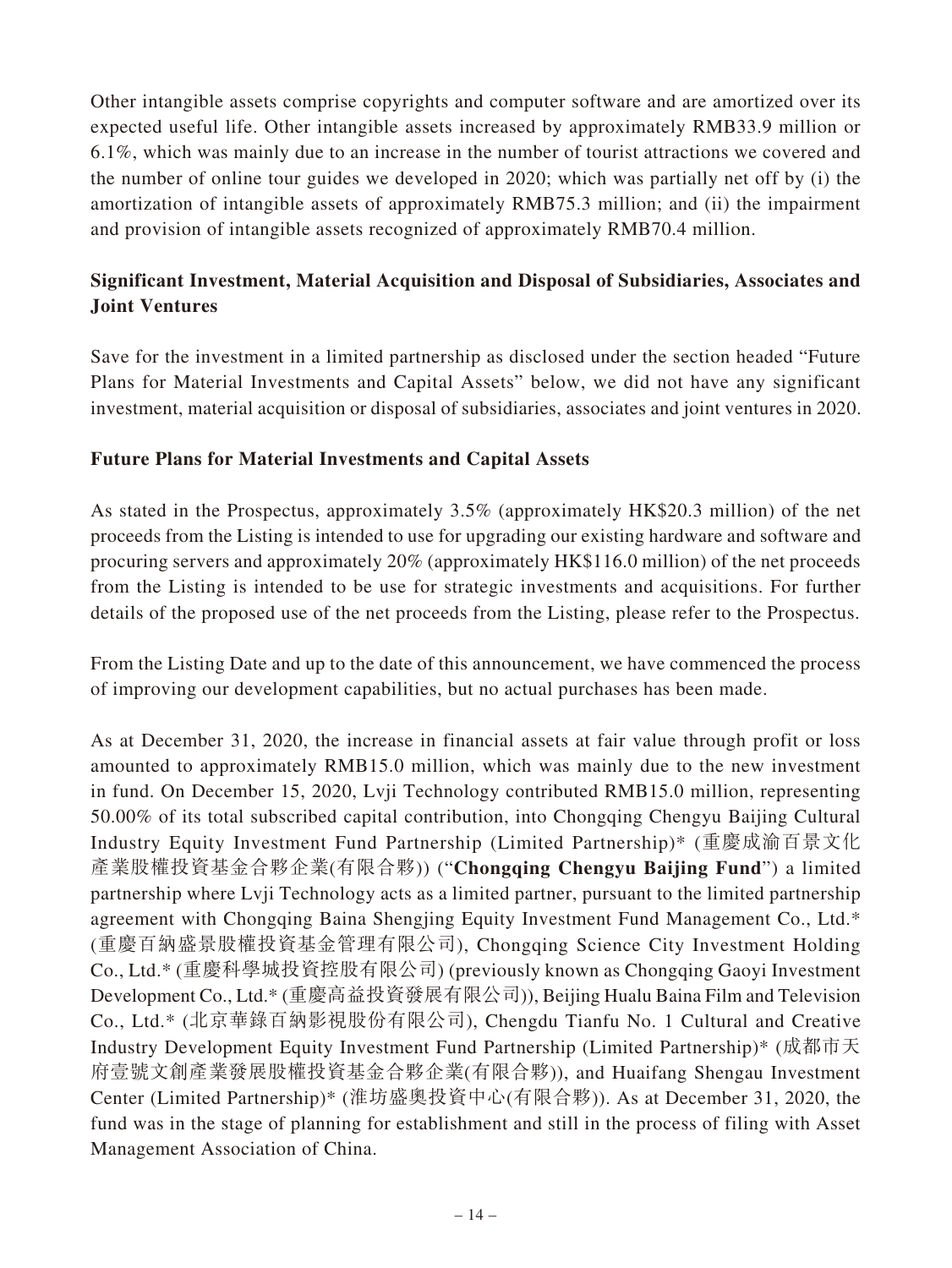Other intangible assets comprise copyrights and computer software and are amortized over its expected useful life. Other intangible assets increased by approximately RMB33.9 million or 6.1%, which was mainly due to an increase in the number of tourist attractions we covered and the number of online tour guides we developed in 2020; which was partially net off by (i) the amortization of intangible assets of approximately RMB75.3 million; and (ii) the impairment and provision of intangible assets recognized of approximately RMB70.4 million.

## Significant Investment, Material Acquisition and Disposal of Subsidiaries, Associates and Joint Ventures

Save for the investment in a limited partnership as disclosed under the section headed "Future Plans for Material Investments and Capital Assets" below, we did not have any significant investment, material acquisition or disposal of subsidiaries, associates and joint ventures in 2020.

## Future Plans for Material Investments and Capital Assets

As stated in the Prospectus, approximately 3.5% (approximately HK$20.3 million) of the net proceeds from the Listing is intended to use for upgrading our existing hardware and software and procuring servers and approximately 20% (approximately HK$116.0 million) of the net proceeds from the Listing is intended to be use for strategic investments and acquisitions. For further details of the proposed use of the net proceeds from the Listing, please refer to the Prospectus.

From the Listing Date and up to the date of this announcement, we have commenced the process of improving our development capabilities, but no actual purchases has been made.

As at December 31, 2020, the increase in financial assets at fair value through profit or loss amounted to approximately RMB15.0 million, which was mainly due to the new investment in fund. On December 15, 2020, Lvji Technology contributed RMB15.0 million, representing 50.00% of its total subscribed capital contribution, into Chongqing Chengyu Baijing Cultural Industry Equity Investment Fund Partnership (Limited Partnership)* (重慶成渝百景文化產業股權投資基金合夥企業(有限合夥)) ("**Chongqing Chengyu Baijing Fund**") a limited partnership where Lvji Technology acts as a limited partner, pursuant to the limited partnership agreement with Chongqing Baina Shengjing Equity Investment Fund Management Co., Ltd.* (重慶百納盛景股權投資基金管理有限公司), Chongqing Science City Investment Holding Co., Ltd.* (重慶科學城投資控股有限公司) (previously known as Chongqing Gaoyi Investment Development Co., Ltd.* (重慶高益投資發展有限公司)), Beijing Hualu Baina Film and Television Co., Ltd.* (北京華錄百納影視股份有限公司), Chengdu Tianfu No. 1 Cultural and Creative Industry Development Equity Investment Fund Partnership (Limited Partnership)* (成都市天府壹號文創產業發展股權投資基金合夥企業(有限合夥)), and Huaifang Shengau Investment Center (Limited Partnership)* (淮坊盛奧投資中心(有限合夥)). As at December 31, 2020, the fund was in the stage of planning for establishment and still in the process of filing with Asset Management Association of China.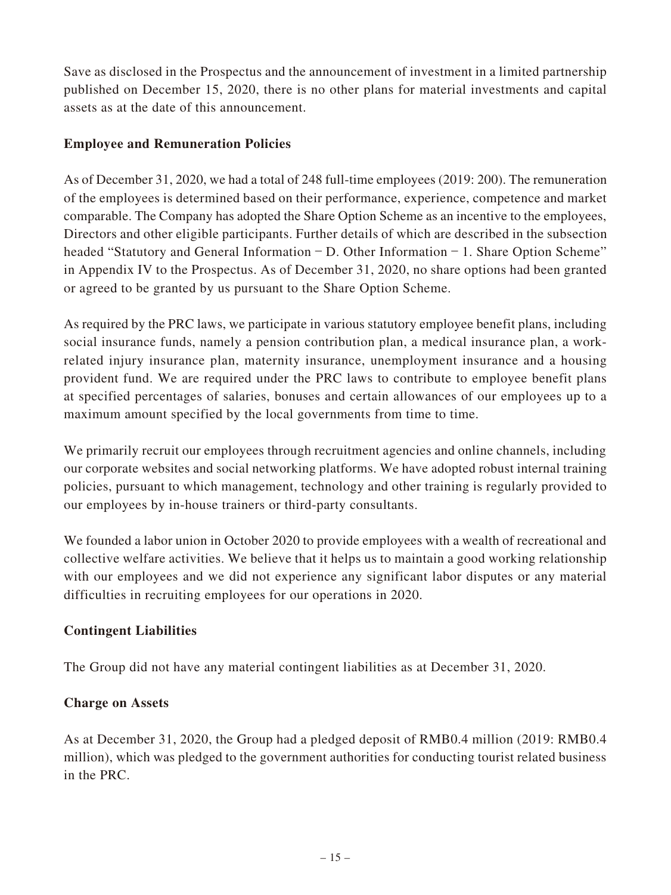Save as disclosed in the Prospectus and the announcement of investment in a limited partnership published on December 15, 2020, there is no other plans for material investments and capital assets as at the date of this announcement.

**Employee and Remuneration Policies**

As of December 31, 2020, we had a total of 248 full-time employees (2019: 200). The remuneration of the employees is determined based on their performance, experience, competence and market comparable. The Company has adopted the Share Option Scheme as an incentive to the employees, Directors and other eligible participants. Further details of which are described in the subsection headed "Statutory and General Information − D. Other Information − 1. Share Option Scheme" in Appendix IV to the Prospectus. As of December 31, 2020, no share options had been granted or agreed to be granted by us pursuant to the Share Option Scheme.

As required by the PRC laws, we participate in various statutory employee benefit plans, including social insurance funds, namely a pension contribution plan, a medical insurance plan, a work-related injury insurance plan, maternity insurance, unemployment insurance and a housing provident fund. We are required under the PRC laws to contribute to employee benefit plans at specified percentages of salaries, bonuses and certain allowances of our employees up to a maximum amount specified by the local governments from time to time.

We primarily recruit our employees through recruitment agencies and online channels, including our corporate websites and social networking platforms. We have adopted robust internal training policies, pursuant to which management, technology and other training is regularly provided to our employees by in-house trainers or third-party consultants.

We founded a labor union in October 2020 to provide employees with a wealth of recreational and collective welfare activities. We believe that it helps us to maintain a good working relationship with our employees and we did not experience any significant labor disputes or any material difficulties in recruiting employees for our operations in 2020.

**Contingent Liabilities**

The Group did not have any material contingent liabilities as at December 31, 2020.

**Charge on Assets**

As at December 31, 2020, the Group had a pledged deposit of RMB0.4 million (2019: RMB0.4 million), which was pledged to the government authorities for conducting tourist related business in the PRC.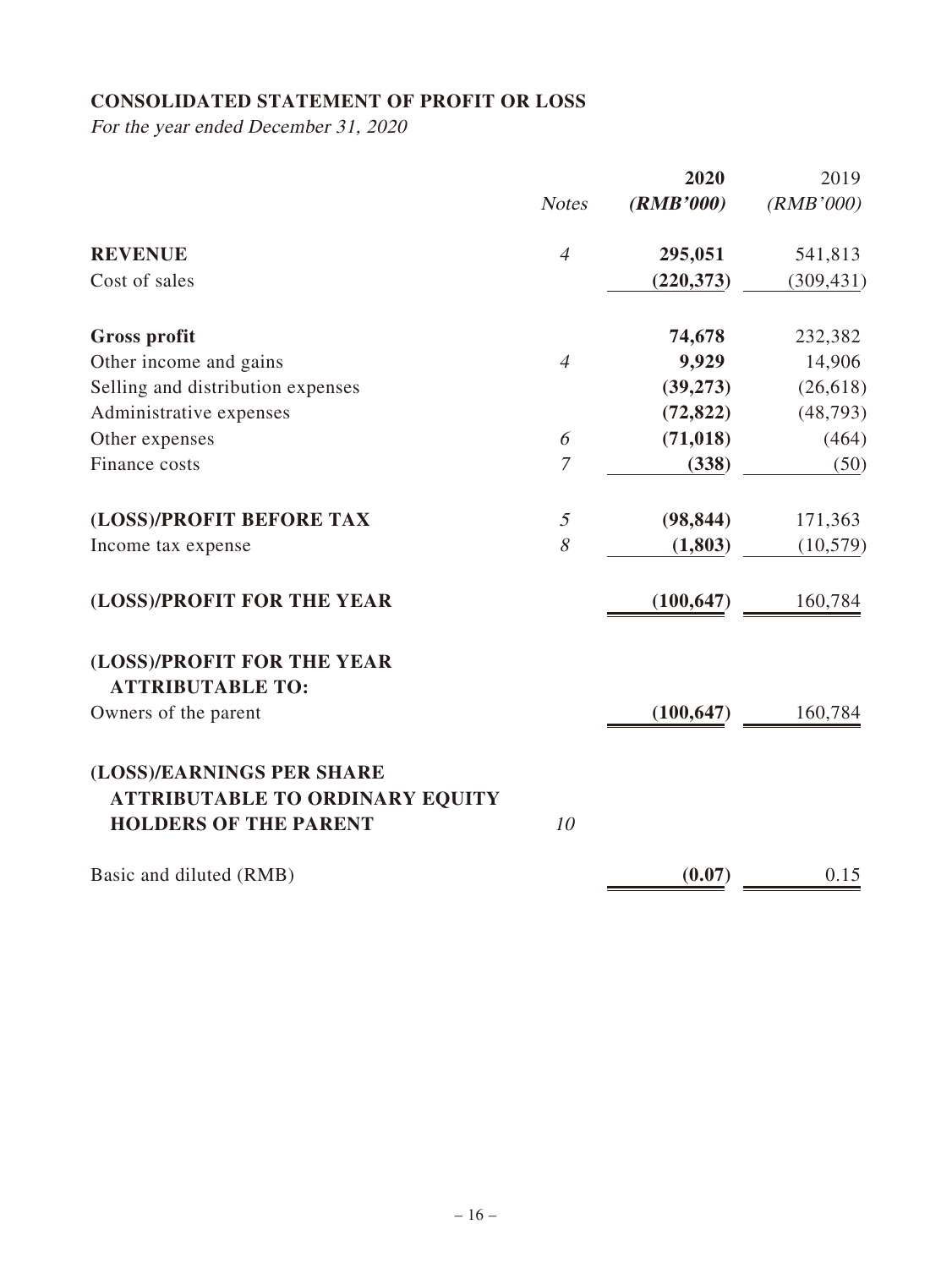## CONSOLIDATED STATEMENT OF PROFIT OR LOSS

*For the year ended December 31, 2020*

| | *Notes* | **2020** **(*RMB'000*)** | 2019 (*RMB'000*) |
|---|---|---|---|
| **REVENUE** | *4* | **295,051** | 541,813 |
| Cost of sales | | **(220,373)** | (309,431) |
| **Gross profit** | | **74,678** | 232,382 |
| Other income and gains | *4* | **9,929** | 14,906 |
| Selling and distribution expenses | | **(39,273)** | (26,618) |
| Administrative expenses | | **(72,822)** | (48,793) |
| Other expenses | *6* | **(71,018)** | (464) |
| Finance costs | *7* | **(338)** | (50) |
| **(LOSS)/PROFIT BEFORE TAX** | *5* | **(98,844)** | 171,363 |
| Income tax expense | *8* | **(1,803)** | (10,579) |
| **(LOSS)/PROFIT FOR THE YEAR** | | **(100,647)** | 160,784 |
| **(LOSS)/PROFIT FOR THE YEAR ATTRIBUTABLE TO:** | | | |
| Owners of the parent | | **(100,647)** | 160,784 |
| **(LOSS)/EARNINGS PER SHARE ATTRIBUTABLE TO ORDINARY EQUITY HOLDERS OF THE PARENT** | *10* | | |
| Basic and diluted (RMB) | | **(0.07)** | 0.15 |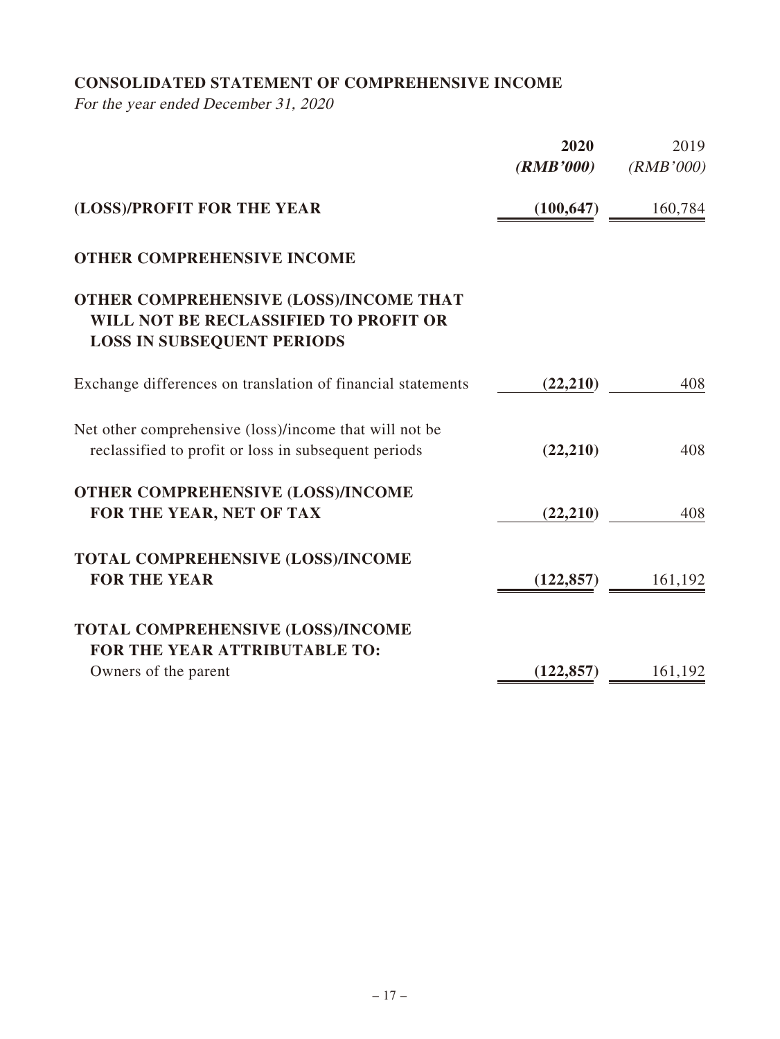## CONSOLIDATED STATEMENT OF COMPREHENSIVE INCOME

*For the year ended December 31, 2020*

| | **2020** | 2019 |
|---|---|---|
| | ***(RMB'000)*** | *(RMB'000)* |
| **(LOSS)/PROFIT FOR THE YEAR** | **(100,647)** | 160,784 |
| **OTHER COMPREHENSIVE INCOME** | | |
| **OTHER COMPREHENSIVE (LOSS)/INCOME THAT WILL NOT BE RECLASSIFIED TO PROFIT OR LOSS IN SUBSEQUENT PERIODS** | | |
| Exchange differences on translation of financial statements | **(22,210)** | 408 |
| Net other comprehensive (loss)/income that will not be reclassified to profit or loss in subsequent periods | **(22,210)** | 408 |
| **OTHER COMPREHENSIVE (LOSS)/INCOME FOR THE YEAR, NET OF TAX** | **(22,210)** | 408 |
| **TOTAL COMPREHENSIVE (LOSS)/INCOME FOR THE YEAR** | **(122,857)** | 161,192 |
| **TOTAL COMPREHENSIVE (LOSS)/INCOME FOR THE YEAR ATTRIBUTABLE TO:** | | |
| Owners of the parent | **(122,857)** | 161,192 |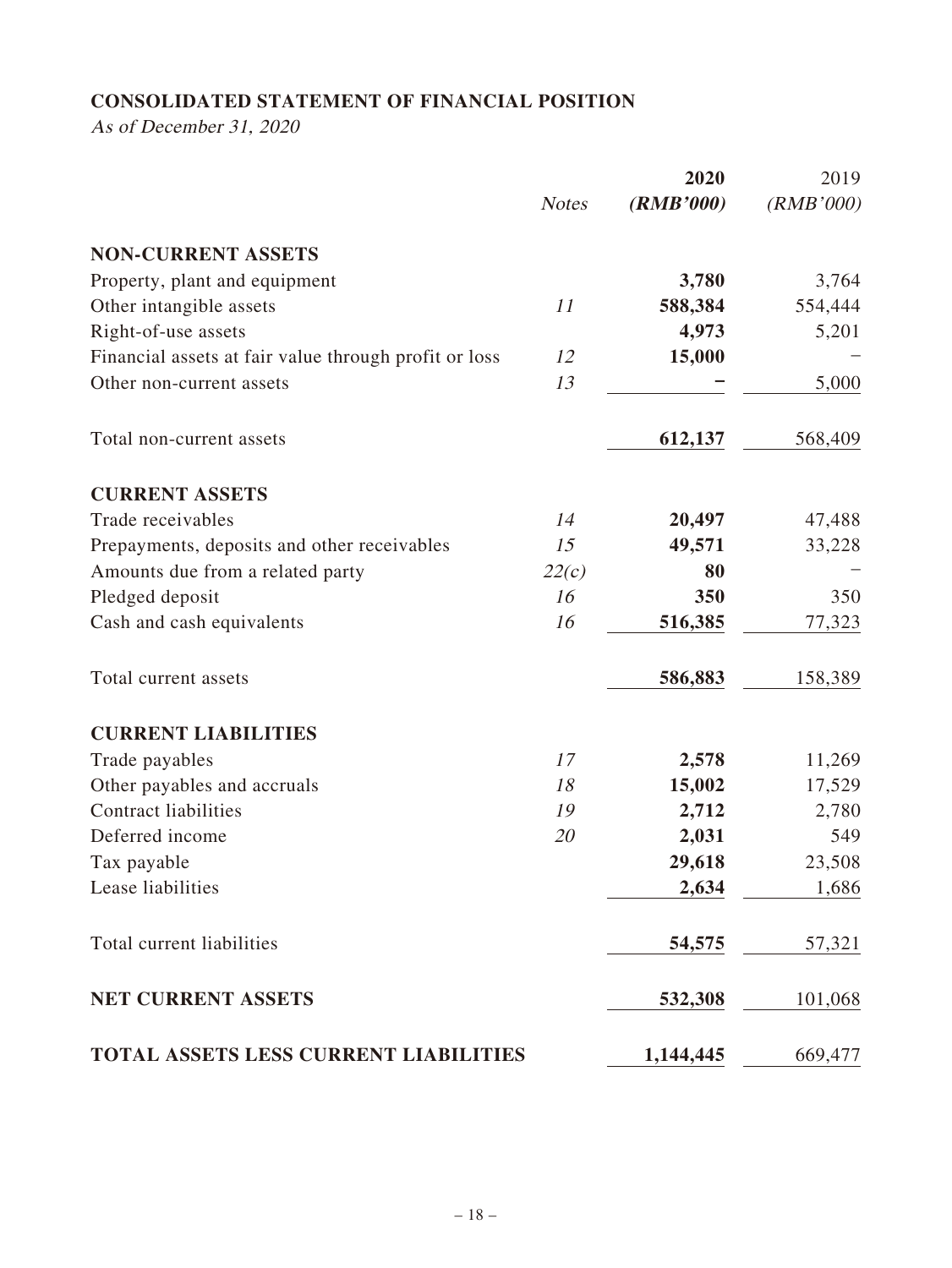## CONSOLIDATED STATEMENT OF FINANCIAL POSITION

*As of December 31, 2020*

| | Notes | **2020** **(RMB'000)** | 2019 (RMB'000) |
|---|---|---|---|
| **NON-CURRENT ASSETS** | | | |
| Property, plant and equipment | | **3,780** | 3,764 |
| Other intangible assets | *11* | **588,384** | 554,444 |
| Right-of-use assets | | **4,973** | 5,201 |
| Financial assets at fair value through profit or loss | *12* | **15,000** | – |
| Other non-current assets | *13* | **–** | 5,000 |
| Total non-current assets | | **612,137** | 568,409 |
| **CURRENT ASSETS** | | | |
| Trade receivables | *14* | **20,497** | 47,488 |
| Prepayments, deposits and other receivables | *15* | **49,571** | 33,228 |
| Amounts due from a related party | *22(c)* | **80** | – |
| Pledged deposit | *16* | **350** | 350 |
| Cash and cash equivalents | *16* | **516,385** | 77,323 |
| Total current assets | | **586,883** | 158,389 |
| **CURRENT LIABILITIES** | | | |
| Trade payables | *17* | **2,578** | 11,269 |
| Other payables and accruals | *18* | **15,002** | 17,529 |
| Contract liabilities | *19* | **2,712** | 2,780 |
| Deferred income | *20* | **2,031** | 549 |
| Tax payable | | **29,618** | 23,508 |
| Lease liabilities | | **2,634** | 1,686 |
| Total current liabilities | | **54,575** | 57,321 |
| **NET CURRENT ASSETS** | | **532,308** | 101,068 |
| **TOTAL ASSETS LESS CURRENT LIABILITIES** | | **1,144,445** | 669,477 |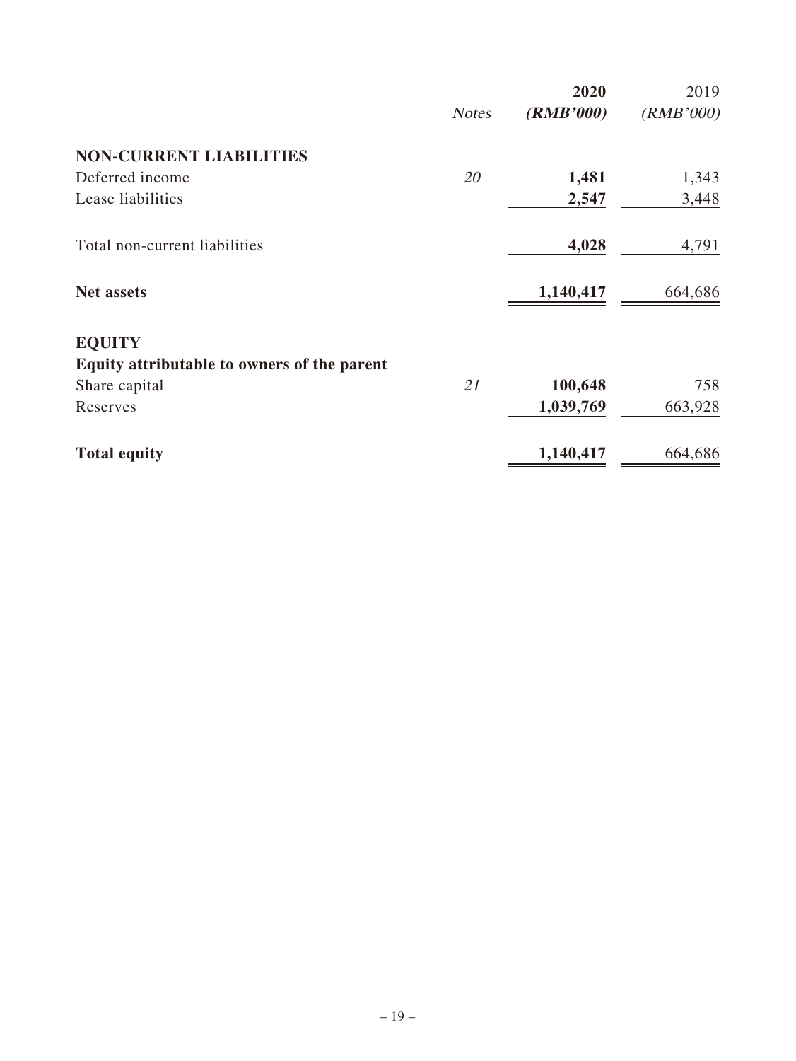| | *Notes* | **2020** **(RMB'000)** | 2019 (RMB'000) |
|---|---|---|---|
| **NON-CURRENT LIABILITIES** | | | |
| Deferred income | *20* | **1,481** | 1,343 |
| Lease liabilities | | **2,547** | 3,448 |
| Total non-current liabilities | | **4,028** | 4,791 |
| **Net assets** | | **1,140,417** | 664,686 |
| **EQUITY** | | | |
| **Equity attributable to owners of the parent** | | | |
| Share capital | *21* | **100,648** | 758 |
| Reserves | | **1,039,769** | 663,928 |
| **Total equity** | | **1,140,417** | 664,686 |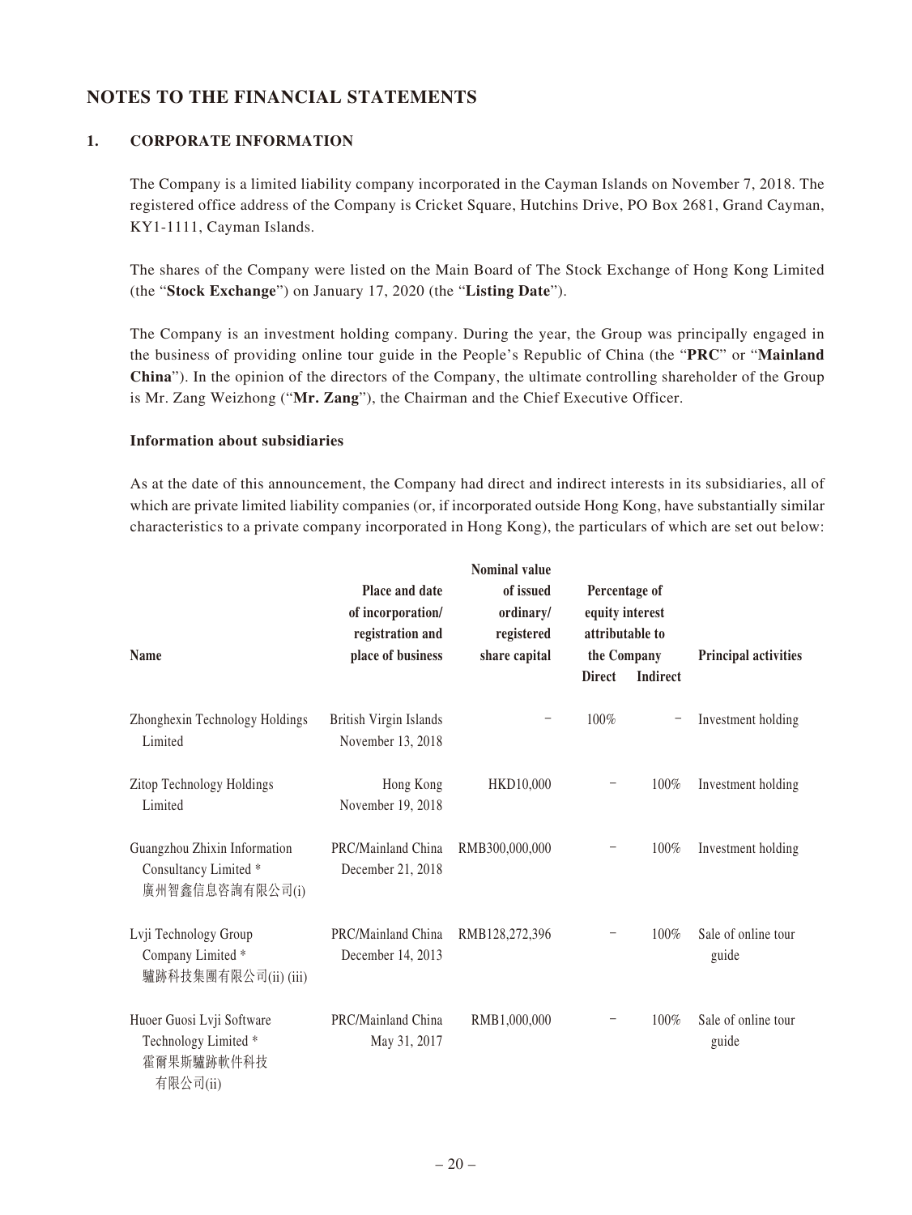## NOTES TO THE FINANCIAL STATEMENTS

### 1. CORPORATE INFORMATION

The Company is a limited liability company incorporated in the Cayman Islands on November 7, 2018. The registered office address of the Company is Cricket Square, Hutchins Drive, PO Box 2681, Grand Cayman, KY1-1111, Cayman Islands.

The shares of the Company were listed on the Main Board of The Stock Exchange of Hong Kong Limited (the "**Stock Exchange**") on January 17, 2020 (the "**Listing Date**").

The Company is an investment holding company. During the year, the Group was principally engaged in the business of providing online tour guide in the People's Republic of China (the "**PRC**" or "**Mainland China**"). In the opinion of the directors of the Company, the ultimate controlling shareholder of the Group is Mr. Zang Weizhong ("**Mr. Zang**"), the Chairman and the Chief Executive Officer.

**Information about subsidiaries**

As at the date of this announcement, the Company had direct and indirect interests in its subsidiaries, all of which are private limited liability companies (or, if incorporated outside Hong Kong, have substantially similar characteristics to a private company incorporated in Hong Kong), the particulars of which are set out below:

| Name | Place and date of incorporation/ registration and place of business | Nominal value of issued ordinary/ registered share capital | Percentage of equity interest attributable to the Company | | Principal activities |
|---|---|---|---|---|---|
| | | | Direct | Indirect | |
| Zhonghexin Technology Holdings Limited | British Virgin Islands November 13, 2018 | – | 100% | – | Investment holding |
| Zitop Technology Holdings Limited | Hong Kong November 19, 2018 | HKD10,000 | – | 100% | Investment holding |
| Guangzhou Zhixin Information Consultancy Limited * 廣州智鑫信息咨詢有限公司(i) | PRC/Mainland China December 21, 2018 | RMB300,000,000 | – | 100% | Investment holding |
| Lvji Technology Group Company Limited * 驢跡科技集團有限公司(ii) (iii) | PRC/Mainland China December 14, 2013 | RMB128,272,396 | – | 100% | Sale of online tour guide |
| Huoer Guosi Lvji Software Technology Limited * 霍爾果斯驢跡軟件科技有限公司(ii) | PRC/Mainland China May 31, 2017 | RMB1,000,000 | – | 100% | Sale of online tour guide |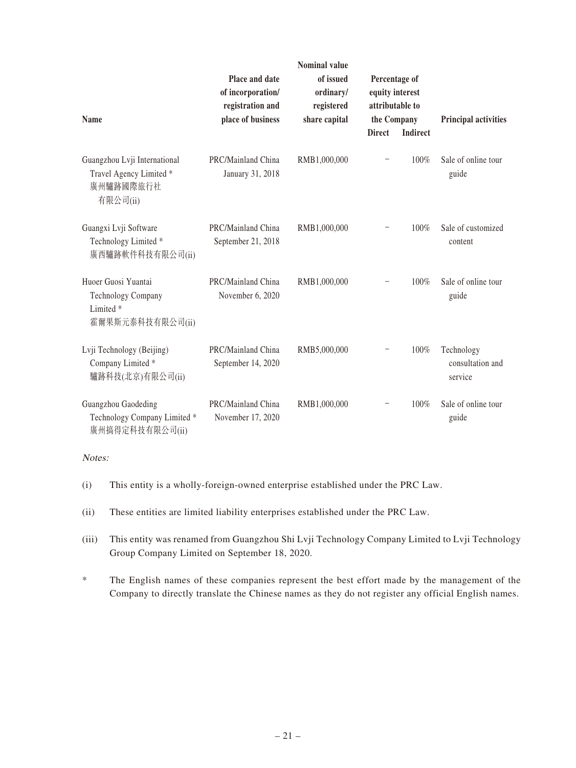| Name | Place and date of incorporation/ registration and place of business | Nominal value of issued ordinary/ registered share capital | Percentage of equity interest attributable to the Company | | Principal activities |
|---|---|---|---|---|---|
| | | | Direct | Indirect | |
| Guangzhou Lvji International Travel Agency Limited * 廣州驢跡國際旅行社有限公司(ii) | PRC/Mainland China January 31, 2018 | RMB1,000,000 | – | 100% | Sale of online tour guide |
| Guangxi Lvji Software Technology Limited * 廣西驢跡軟件科技有限公司(ii) | PRC/Mainland China September 21, 2018 | RMB1,000,000 | – | 100% | Sale of customized content |
| Huoer Guosi Yuantai Technology Company Limited * 霍爾果斯元泰科技有限公司(ii) | PRC/Mainland China November 6, 2020 | RMB1,000,000 | – | 100% | Sale of online tour guide |
| Lvji Technology (Beijing) Company Limited * 驢跡科技(北京)有限公司(ii) | PRC/Mainland China September 14, 2020 | RMB5,000,000 | – | 100% | Technology consultation and service |
| Guangzhou Gaodeding Technology Company Limited * 廣州搞得定科技有限公司(ii) | PRC/Mainland China November 17, 2020 | RMB1,000,000 | – | 100% | Sale of online tour guide |

*Notes:*

(i) This entity is a wholly-foreign-owned enterprise established under the PRC Law.

(ii) These entities are limited liability enterprises established under the PRC Law.

(iii) This entity was renamed from Guangzhou Shi Lvji Technology Company Limited to Lvji Technology Group Company Limited on September 18, 2020.

\* The English names of these companies represent the best effort made by the management of the Company to directly translate the Chinese names as they do not register any official English names.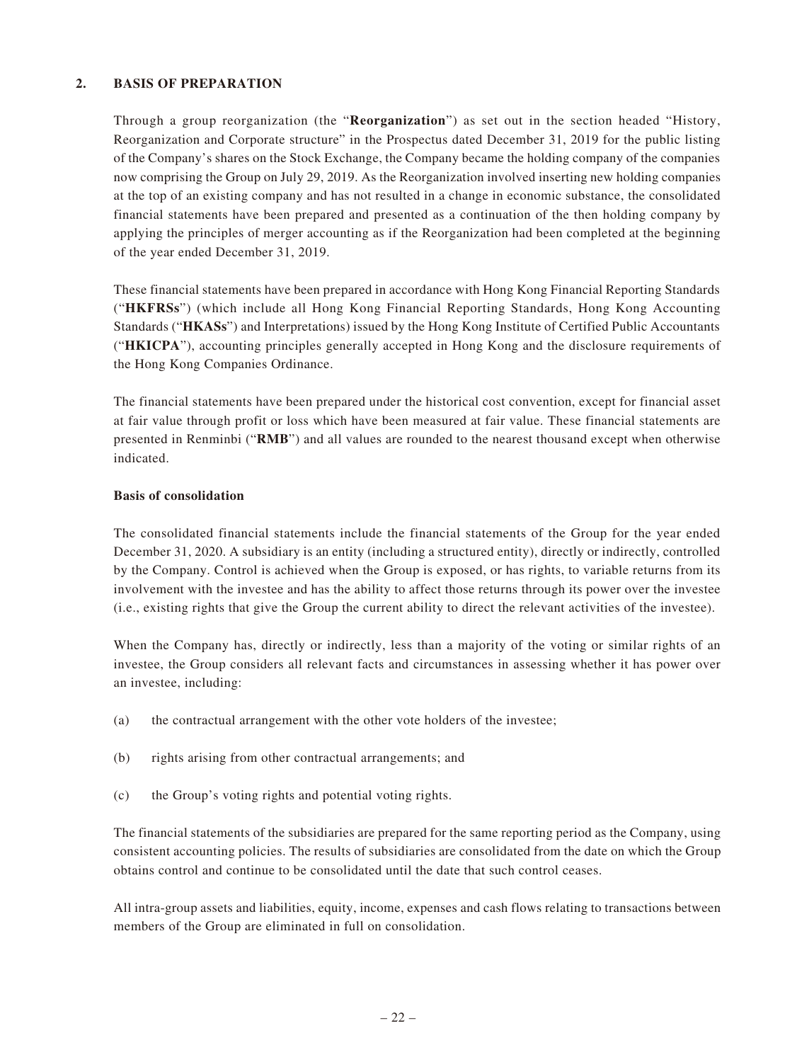## 2. BASIS OF PREPARATION

Through a group reorganization (the "**Reorganization**") as set out in the section headed "History, Reorganization and Corporate structure" in the Prospectus dated December 31, 2019 for the public listing of the Company's shares on the Stock Exchange, the Company became the holding company of the companies now comprising the Group on July 29, 2019. As the Reorganization involved inserting new holding companies at the top of an existing company and has not resulted in a change in economic substance, the consolidated financial statements have been prepared and presented as a continuation of the then holding company by applying the principles of merger accounting as if the Reorganization had been completed at the beginning of the year ended December 31, 2019.

These financial statements have been prepared in accordance with Hong Kong Financial Reporting Standards ("**HKFRSs**") (which include all Hong Kong Financial Reporting Standards, Hong Kong Accounting Standards ("**HKASs**") and Interpretations) issued by the Hong Kong Institute of Certified Public Accountants ("**HKICPA**"), accounting principles generally accepted in Hong Kong and the disclosure requirements of the Hong Kong Companies Ordinance.

The financial statements have been prepared under the historical cost convention, except for financial asset at fair value through profit or loss which have been measured at fair value. These financial statements are presented in Renminbi ("**RMB**") and all values are rounded to the nearest thousand except when otherwise indicated.

**Basis of consolidation**

The consolidated financial statements include the financial statements of the Group for the year ended December 31, 2020. A subsidiary is an entity (including a structured entity), directly or indirectly, controlled by the Company. Control is achieved when the Group is exposed, or has rights, to variable returns from its involvement with the investee and has the ability to affect those returns through its power over the investee (i.e., existing rights that give the Group the current ability to direct the relevant activities of the investee).

When the Company has, directly or indirectly, less than a majority of the voting or similar rights of an investee, the Group considers all relevant facts and circumstances in assessing whether it has power over an investee, including:

(a) the contractual arrangement with the other vote holders of the investee;

(b) rights arising from other contractual arrangements; and

(c) the Group's voting rights and potential voting rights.

The financial statements of the subsidiaries are prepared for the same reporting period as the Company, using consistent accounting policies. The results of subsidiaries are consolidated from the date on which the Group obtains control and continue to be consolidated until the date that such control ceases.

All intra-group assets and liabilities, equity, income, expenses and cash flows relating to transactions between members of the Group are eliminated in full on consolidation.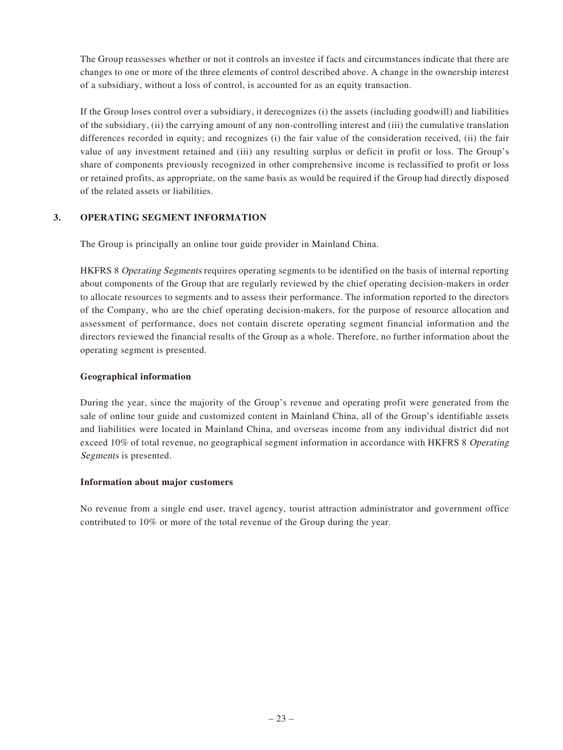The Group reassesses whether or not it controls an investee if facts and circumstances indicate that there are changes to one or more of the three elements of control described above. A change in the ownership interest of a subsidiary, without a loss of control, is accounted for as an equity transaction.

If the Group loses control over a subsidiary, it derecognizes (i) the assets (including goodwill) and liabilities of the subsidiary, (ii) the carrying amount of any non-controlling interest and (iii) the cumulative translation differences recorded in equity; and recognizes (i) the fair value of the consideration received, (ii) the fair value of any investment retained and (iii) any resulting surplus or deficit in profit or loss. The Group's share of components previously recognized in other comprehensive income is reclassified to profit or loss or retained profits, as appropriate, on the same basis as would be required if the Group had directly disposed of the related assets or liabilities.

## 3. OPERATING SEGMENT INFORMATION

The Group is principally an online tour guide provider in Mainland China.

HKFRS 8 *Operating Segments* requires operating segments to be identified on the basis of internal reporting about components of the Group that are regularly reviewed by the chief operating decision-makers in order to allocate resources to segments and to assess their performance. The information reported to the directors of the Company, who are the chief operating decision-makers, for the purpose of resource allocation and assessment of performance, does not contain discrete operating segment financial information and the directors reviewed the financial results of the Group as a whole. Therefore, no further information about the operating segment is presented.

### Geographical information

During the year, since the majority of the Group's revenue and operating profit were generated from the sale of online tour guide and customized content in Mainland China, all of the Group's identifiable assets and liabilities were located in Mainland China, and overseas income from any individual district did not exceed 10% of total revenue, no geographical segment information in accordance with HKFRS 8 *Operating Segments* is presented.

### Information about major customers

No revenue from a single end user, travel agency, tourist attraction administrator and government office contributed to 10% or more of the total revenue of the Group during the year.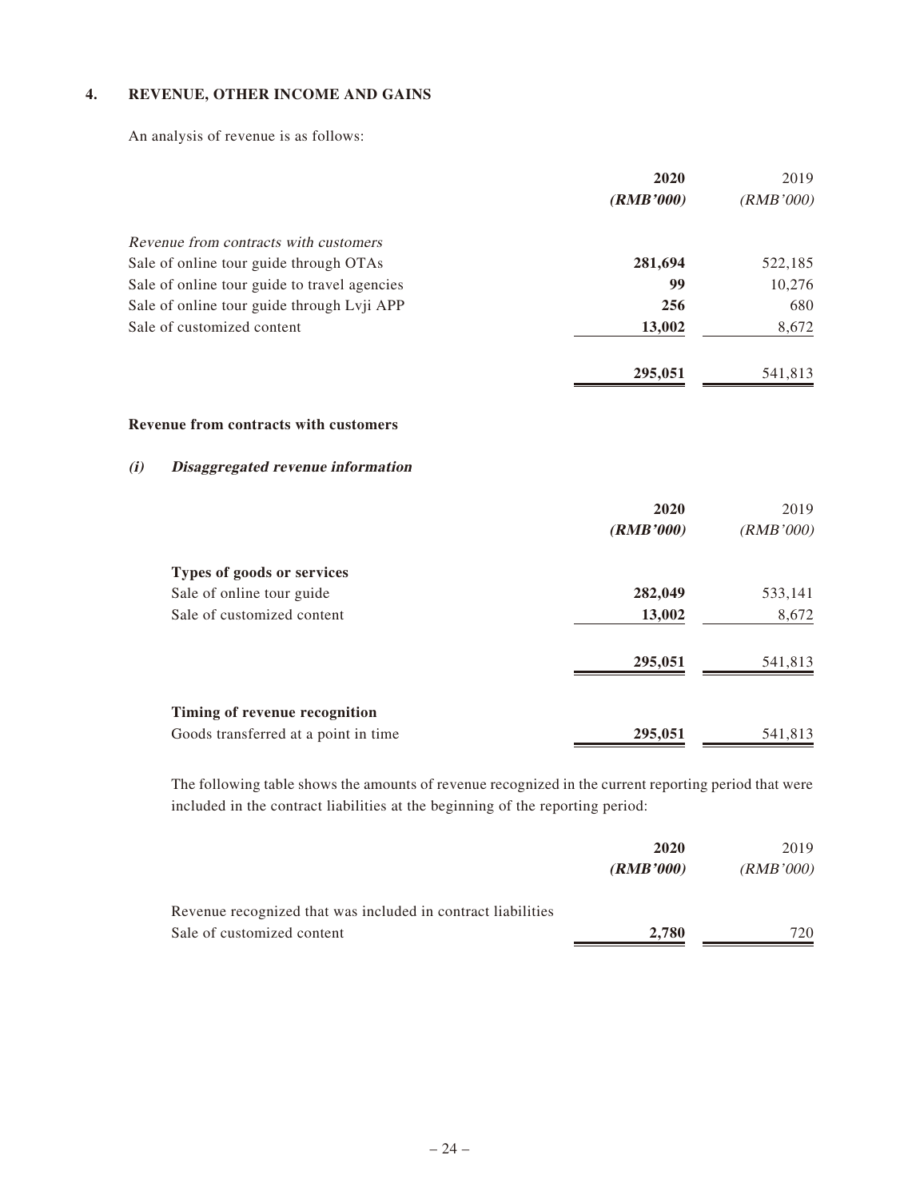## 4. REVENUE, OTHER INCOME AND GAINS

An analysis of revenue is as follows:

| | **2020** | 2019 |
|---|---|---|
| | ***(RMB'000)*** | *(RMB'000)* |
| *Revenue from contracts with customers* | | |
| Sale of online tour guide through OTAs | **281,694** | 522,185 |
| Sale of online tour guide to travel agencies | **99** | 10,276 |
| Sale of online tour guide through Lvji APP | **256** | 680 |
| Sale of customized content | **13,002** | 8,672 |
| | **295,051** | 541,813 |

**Revenue from contracts with customers**

***(i) Disaggregated revenue information***

| | **2020** | 2019 |
|---|---|---|
| | ***(RMB'000)*** | *(RMB'000)* |
| **Types of goods or services** | | |
| Sale of online tour guide | **282,049** | 533,141 |
| Sale of customized content | **13,002** | 8,672 |
| | **295,051** | 541,813 |
| **Timing of revenue recognition** | | |
| Goods transferred at a point in time | **295,051** | 541,813 |

The following table shows the amounts of revenue recognized in the current reporting period that were included in the contract liabilities at the beginning of the reporting period:

| | **2020** | 2019 |
|---|---|---|
| | ***(RMB'000)*** | *(RMB'000)* |
| Revenue recognized that was included in contract liabilities | | |
| Sale of customized content | **2,780** | 720 |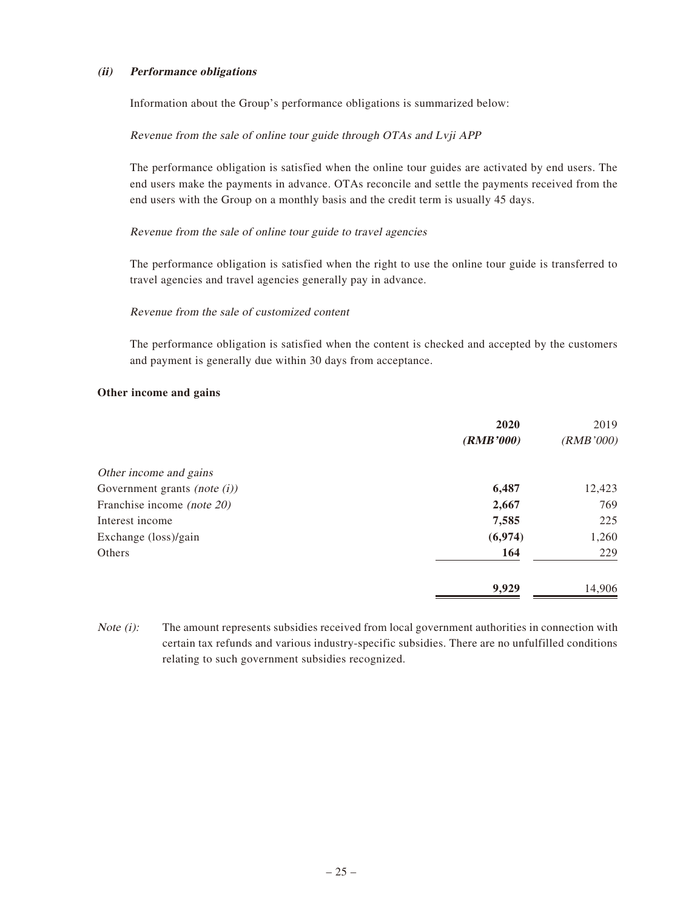### *(ii) Performance obligations*

Information about the Group's performance obligations is summarized below:

*Revenue from the sale of online tour guide through OTAs and Lvji APP*

The performance obligation is satisfied when the online tour guides are activated by end users. The end users make the payments in advance. OTAs reconcile and settle the payments received from the end users with the Group on a monthly basis and the credit term is usually 45 days.

*Revenue from the sale of online tour guide to travel agencies*

The performance obligation is satisfied when the right to use the online tour guide is transferred to travel agencies and travel agencies generally pay in advance.

*Revenue from the sale of customized content*

The performance obligation is satisfied when the content is checked and accepted by the customers and payment is generally due within 30 days from acceptance.

**Other income and gains**

| | **2020** | 2019 |
|---|---|---|
| | ***(RMB'000)*** | *(RMB'000)* |
| *Other income and gains* | | |
| Government grants *(note (i))* | **6,487** | 12,423 |
| Franchise income *(note 20)* | **2,667** | 769 |
| Interest income | **7,585** | 225 |
| Exchange (loss)/gain | **(6,974)** | 1,260 |
| Others | **164** | 229 |
| | **9,929** | 14,906 |

*Note (i):* The amount represents subsidies received from local government authorities in connection with certain tax refunds and various industry-specific subsidies. There are no unfulfilled conditions relating to such government subsidies recognized.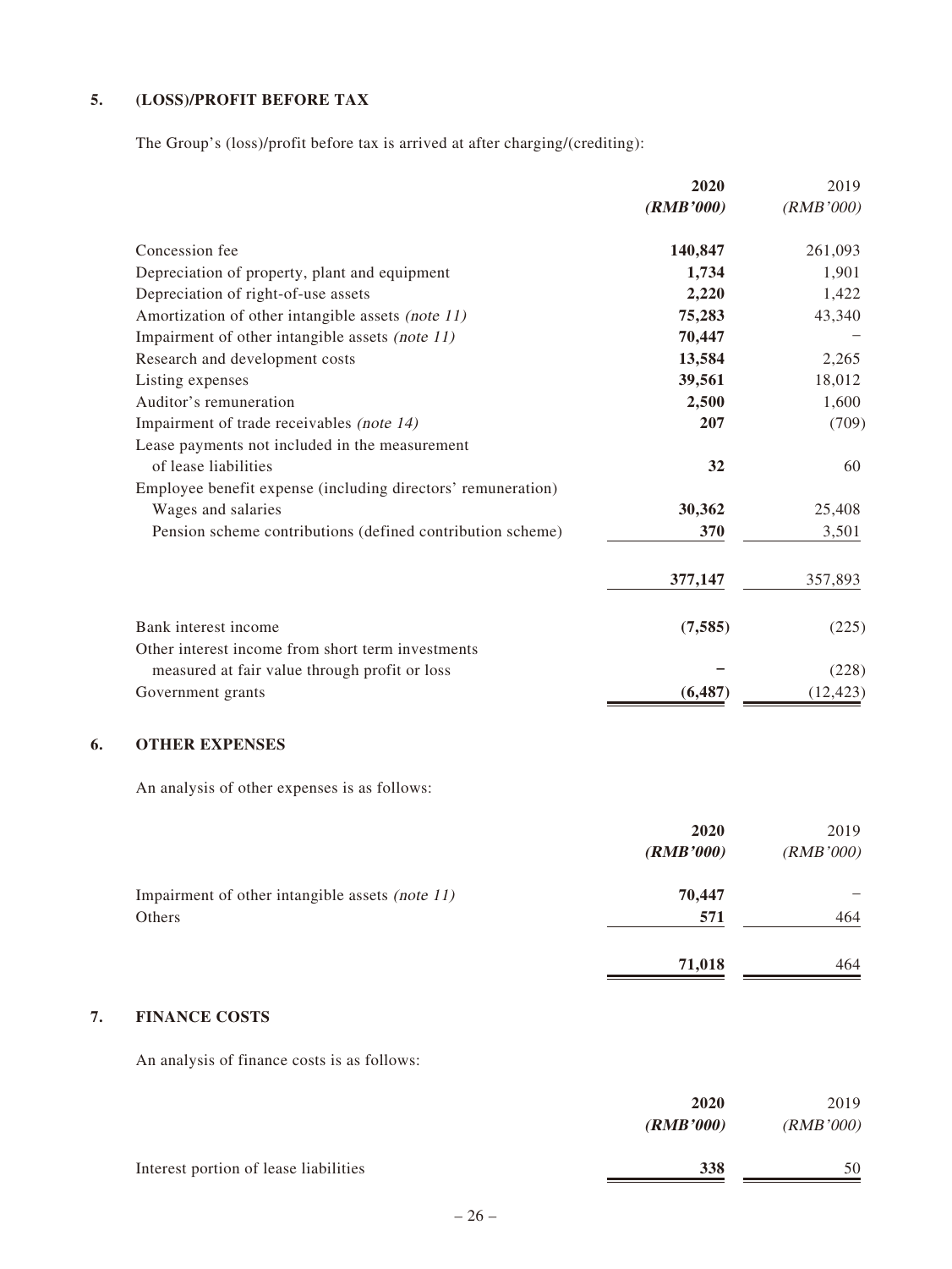## 5. (LOSS)/PROFIT BEFORE TAX

The Group's (loss)/profit before tax is arrived at after charging/(crediting):

| | **2020** | 2019 |
|---|---|---|
| | ***(RMB'000)*** | *(RMB'000)* |
| Concession fee | **140,847** | 261,093 |
| Depreciation of property, plant and equipment | **1,734** | 1,901 |
| Depreciation of right-of-use assets | **2,220** | 1,422 |
| Amortization of other intangible assets *(note 11)* | **75,283** | 43,340 |
| Impairment of other intangible assets *(note 11)* | **70,447** | – |
| Research and development costs | **13,584** | 2,265 |
| Listing expenses | **39,561** | 18,012 |
| Auditor's remuneration | **2,500** | 1,600 |
| Impairment of trade receivables *(note 14)* | **207** | (709) |
| Lease payments not included in the measurement of lease liabilities | **32** | 60 |
| Employee benefit expense (including directors' remuneration) | | |
| Wages and salaries | **30,362** | 25,408 |
| Pension scheme contributions (defined contribution scheme) | **370** | 3,501 |
| | **377,147** | 357,893 |
| Bank interest income | **(7,585)** | (225) |
| Other interest income from short term investments measured at fair value through profit or loss | **–** | (228) |
| Government grants | **(6,487)** | (12,423) |

## 6. OTHER EXPENSES

An analysis of other expenses is as follows:

| | **2020** | 2019 |
|---|---|---|
| | ***(RMB'000)*** | *(RMB'000)* |
| Impairment of other intangible assets *(note 11)* | **70,447** | – |
| Others | **571** | 464 |
| | **71,018** | 464 |

## 7. FINANCE COSTS

An analysis of finance costs is as follows:

| | **2020** | 2019 |
|---|---|---|
| | ***(RMB'000)*** | *(RMB'000)* |
| Interest portion of lease liabilities | **338** | 50 |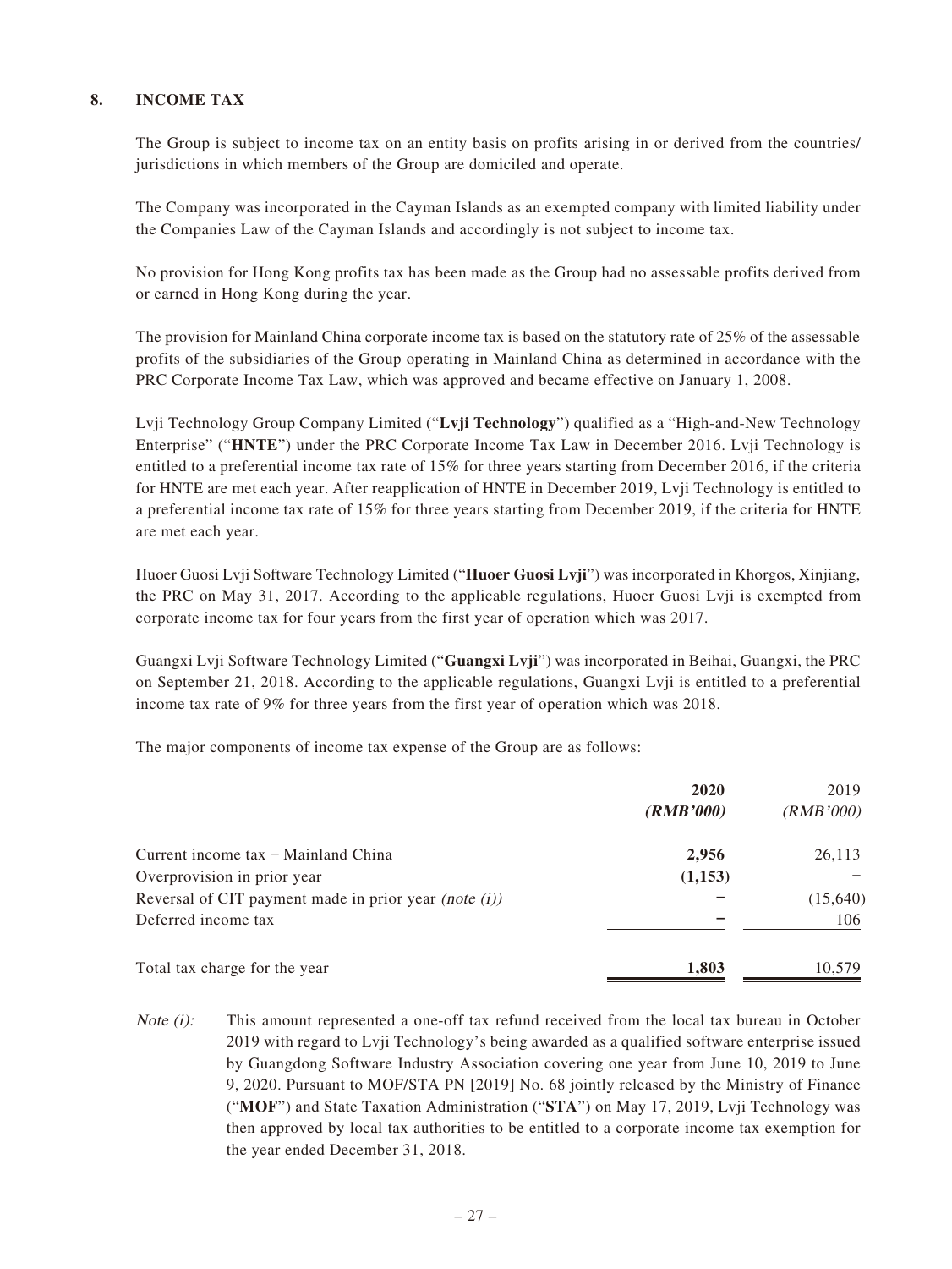## 8. INCOME TAX

The Group is subject to income tax on an entity basis on profits arising in or derived from the countries/jurisdictions in which members of the Group are domiciled and operate.

The Company was incorporated in the Cayman Islands as an exempted company with limited liability under the Companies Law of the Cayman Islands and accordingly is not subject to income tax.

No provision for Hong Kong profits tax has been made as the Group had no assessable profits derived from or earned in Hong Kong during the year.

The provision for Mainland China corporate income tax is based on the statutory rate of 25% of the assessable profits of the subsidiaries of the Group operating in Mainland China as determined in accordance with the PRC Corporate Income Tax Law, which was approved and became effective on January 1, 2008.

Lvji Technology Group Company Limited ("**Lvji Technology**") qualified as a "High-and-New Technology Enterprise" ("**HNTE**") under the PRC Corporate Income Tax Law in December 2016. Lvji Technology is entitled to a preferential income tax rate of 15% for three years starting from December 2016, if the criteria for HNTE are met each year. After reapplication of HNTE in December 2019, Lvji Technology is entitled to a preferential income tax rate of 15% for three years starting from December 2019, if the criteria for HNTE are met each year.

Huoer Guosi Lvji Software Technology Limited ("**Huoer Guosi Lvji**") was incorporated in Khorgos, Xinjiang, the PRC on May 31, 2017. According to the applicable regulations, Huoer Guosi Lvji is exempted from corporate income tax for four years from the first year of operation which was 2017.

Guangxi Lvji Software Technology Limited ("**Guangxi Lvji**") was incorporated in Beihai, Guangxi, the PRC on September 21, 2018. According to the applicable regulations, Guangxi Lvji is entitled to a preferential income tax rate of 9% for three years from the first year of operation which was 2018.

The major components of income tax expense of the Group are as follows:

| | **2020** | 2019 |
|---|---|---|
| | ***(RMB'000)*** | *(RMB'000)* |
| Current income tax – Mainland China | **2,956** | 26,113 |
| Overprovision in prior year | **(1,153)** | – |
| Reversal of CIT payment made in prior year *(note (i))* | **–** | (15,640) |
| Deferred income tax | **–** | 106 |
| Total tax charge for the year | **1,803** | 10,579 |

*Note (i):* This amount represented a one-off tax refund received from the local tax bureau in October 2019 with regard to Lvji Technology's being awarded as a qualified software enterprise issued by Guangdong Software Industry Association covering one year from June 10, 2019 to June 9, 2020. Pursuant to MOF/STA PN [2019] No. 68 jointly released by the Ministry of Finance ("**MOF**") and State Taxation Administration ("**STA**") on May 17, 2019, Lvji Technology was then approved by local tax authorities to be entitled to a corporate income tax exemption for the year ended December 31, 2018.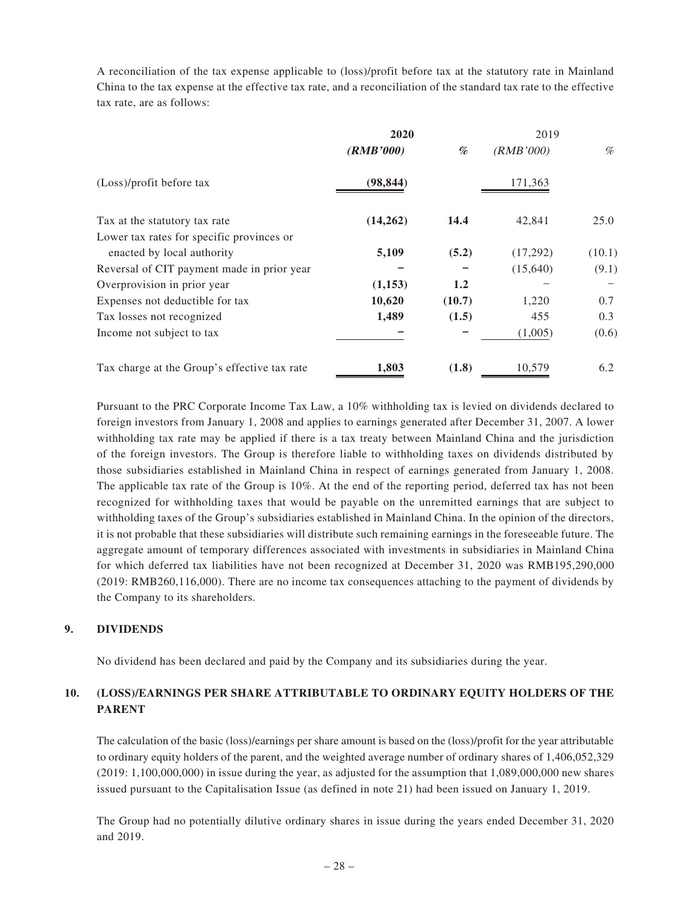A reconciliation of the tax expense applicable to (loss)/profit before tax at the statutory rate in Mainland China to the tax expense at the effective tax rate, and a reconciliation of the standard tax rate to the effective tax rate, are as follows:

| | **2020** | | 2019 | |
|---|---|---|---|---|
| | ***(RMB'000)*** | ***%*** | *(RMB'000)* | *%* |
| (Loss)/profit before tax | **(98,844)** | | 171,363 | |
| Tax at the statutory tax rate | **(14,262)** | **14.4** | 42,841 | 25.0 |
| Lower tax rates for specific provinces or enacted by local authority | **5,109** | **(5.2)** | (17,292) | (10.1) |
| Reversal of CIT payment made in prior year | **–** | **–** | (15,640) | (9.1) |
| Overprovision in prior year | **(1,153)** | **1.2** | – | – |
| Expenses not deductible for tax | **10,620** | **(10.7)** | 1,220 | 0.7 |
| Tax losses not recognized | **1,489** | **(1.5)** | 455 | 0.3 |
| Income not subject to tax | **–** | **–** | (1,005) | (0.6) |
| Tax charge at the Group's effective tax rate | **1,803** | **(1.8)** | 10,579 | 6.2 |

Pursuant to the PRC Corporate Income Tax Law, a 10% withholding tax is levied on dividends declared to foreign investors from January 1, 2008 and applies to earnings generated after December 31, 2007. A lower withholding tax rate may be applied if there is a tax treaty between Mainland China and the jurisdiction of the foreign investors. The Group is therefore liable to withholding taxes on dividends distributed by those subsidiaries established in Mainland China in respect of earnings generated from January 1, 2008. The applicable tax rate of the Group is 10%. At the end of the reporting period, deferred tax has not been recognized for withholding taxes that would be payable on the unremitted earnings that are subject to withholding taxes of the Group's subsidiaries established in Mainland China. In the opinion of the directors, it is not probable that these subsidiaries will distribute such remaining earnings in the foreseeable future. The aggregate amount of temporary differences associated with investments in subsidiaries in Mainland China for which deferred tax liabilities have not been recognized at December 31, 2020 was RMB195,290,000 (2019: RMB260,116,000). There are no income tax consequences attaching to the payment of dividends by the Company to its shareholders.

## 9. DIVIDENDS

No dividend has been declared and paid by the Company and its subsidiaries during the year.

## 10. (LOSS)/EARNINGS PER SHARE ATTRIBUTABLE TO ORDINARY EQUITY HOLDERS OF THE PARENT

The calculation of the basic (loss)/earnings per share amount is based on the (loss)/profit for the year attributable to ordinary equity holders of the parent, and the weighted average number of ordinary shares of 1,406,052,329 (2019: 1,100,000,000) in issue during the year, as adjusted for the assumption that 1,089,000,000 new shares issued pursuant to the Capitalisation Issue (as defined in note 21) had been issued on January 1, 2019.

The Group had no potentially dilutive ordinary shares in issue during the years ended December 31, 2020 and 2019.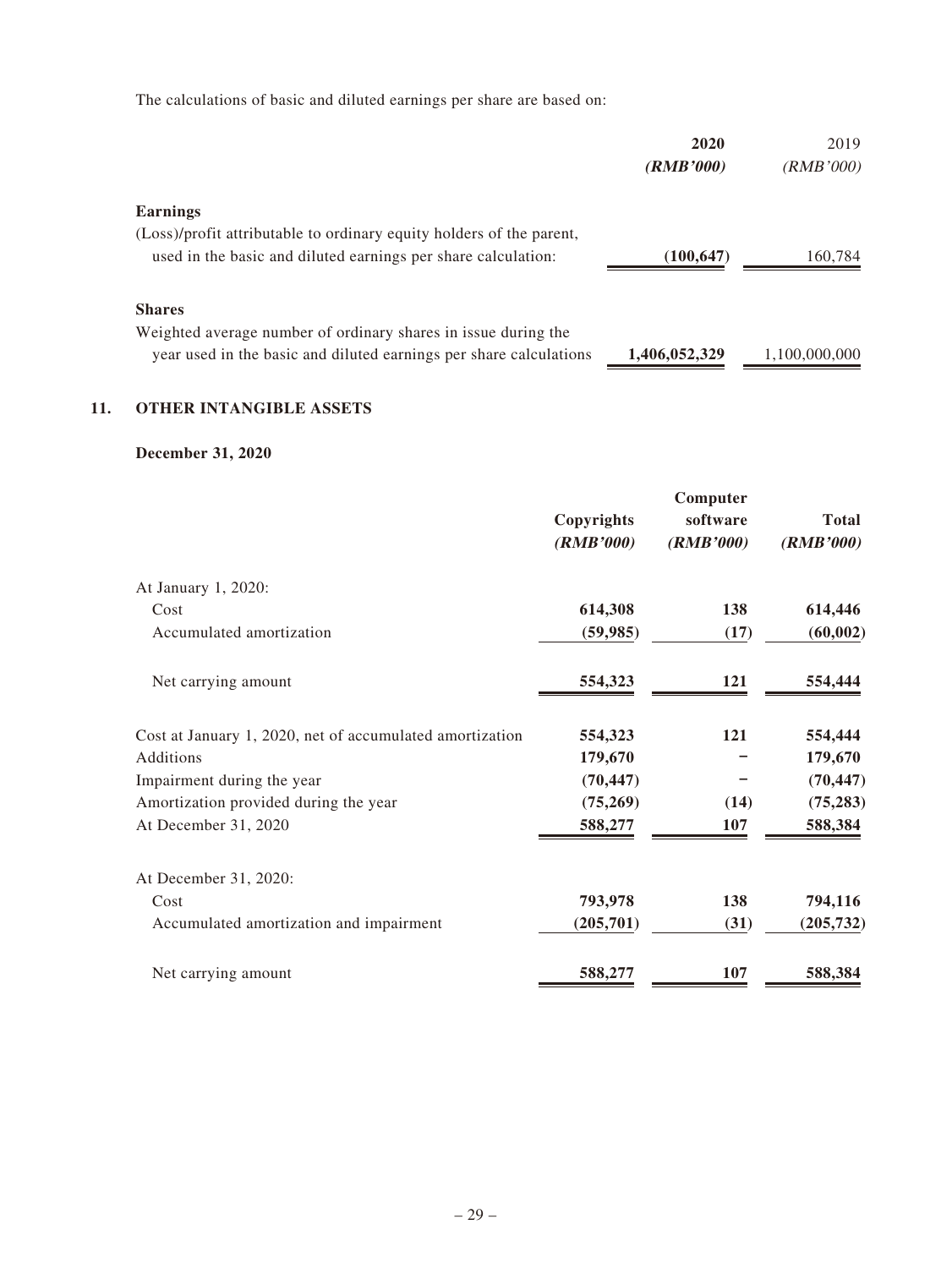The calculations of basic and diluted earnings per share are based on:

| | **2020** | 2019 |
|---|---|---|
| | ***(RMB'000)*** | *(RMB'000)* |
| **Earnings** | | |
| (Loss)/profit attributable to ordinary equity holders of the parent, used in the basic and diluted earnings per share calculation: | **(100,647)** | 160,784 |
| **Shares** | | |
| Weighted average number of ordinary shares in issue during the year used in the basic and diluted earnings per share calculations | **1,406,052,329** | 1,100,000,000 |

## 11. OTHER INTANGIBLE ASSETS

**December 31, 2020**

| | **Copyrights** | **Computer software** | **Total** |
|---|---|---|---|
| | ***(RMB'000)*** | ***(RMB'000)*** | ***(RMB'000)*** |
| At January 1, 2020: | | | |
| Cost | **614,308** | **138** | **614,446** |
| Accumulated amortization | **(59,985)** | **(17)** | **(60,002)** |
| Net carrying amount | **554,323** | **121** | **554,444** |
| Cost at January 1, 2020, net of accumulated amortization | **554,323** | **121** | **554,444** |
| Additions | **179,670** | **–** | **179,670** |
| Impairment during the year | **(70,447)** | **–** | **(70,447)** |
| Amortization provided during the year | **(75,269)** | **(14)** | **(75,283)** |
| At December 31, 2020 | **588,277** | **107** | **588,384** |
| At December 31, 2020: | | | |
| Cost | **793,978** | **138** | **794,116** |
| Accumulated amortization and impairment | **(205,701)** | **(31)** | **(205,732)** |
| Net carrying amount | **588,277** | **107** | **588,384** |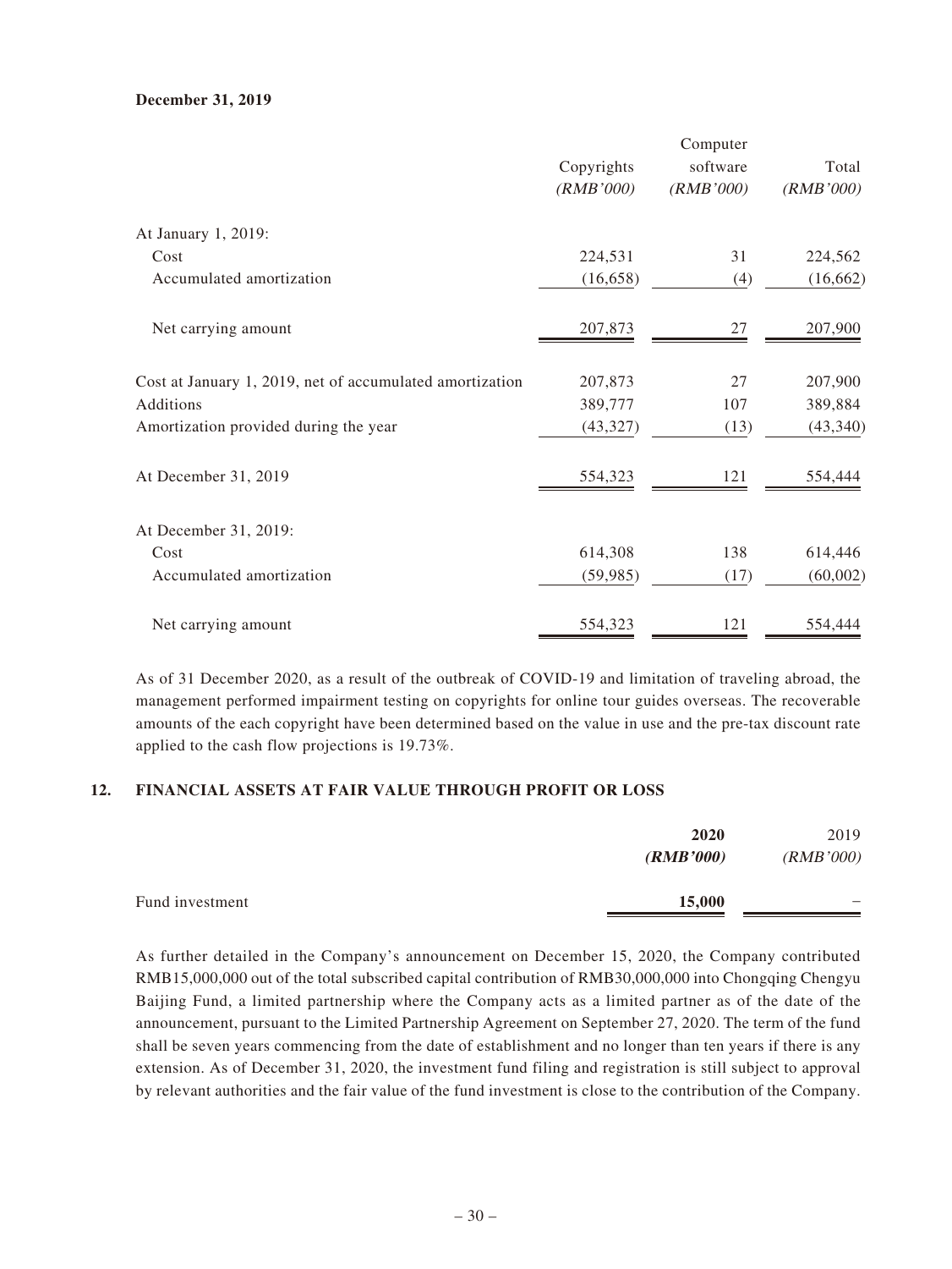**December 31, 2019**

| | Copyrights (RMB'000) | Computer software (RMB'000) | Total (RMB'000) |
|---|---|---|---|
| At January 1, 2019: | | | |
| Cost | 224,531 | 31 | 224,562 |
| Accumulated amortization | (16,658) | (4) | (16,662) |
| Net carrying amount | 207,873 | 27 | 207,900 |
| Cost at January 1, 2019, net of accumulated amortization | 207,873 | 27 | 207,900 |
| Additions | 389,777 | 107 | 389,884 |
| Amortization provided during the year | (43,327) | (13) | (43,340) |
| At December 31, 2019 | 554,323 | 121 | 554,444 |
| At December 31, 2019: | | | |
| Cost | 614,308 | 138 | 614,446 |
| Accumulated amortization | (59,985) | (17) | (60,002) |
| Net carrying amount | 554,323 | 121 | 554,444 |

As of 31 December 2020, as a result of the outbreak of COVID-19 and limitation of traveling abroad, the management performed impairment testing on copyrights for online tour guides overseas. The recoverable amounts of the each copyright have been determined based on the value in use and the pre-tax discount rate applied to the cash flow projections is 19.73%.

## 12. FINANCIAL ASSETS AT FAIR VALUE THROUGH PROFIT OR LOSS

| | **2020** ***(RMB'000)*** | 2019 *(RMB'000)* |
|---|---|---|
| Fund investment | **15,000** | – |

As further detailed in the Company's announcement on December 15, 2020, the Company contributed RMB15,000,000 out of the total subscribed capital contribution of RMB30,000,000 into Chongqing Chengyu Baijing Fund, a limited partnership where the Company acts as a limited partner as of the date of the announcement, pursuant to the Limited Partnership Agreement on September 27, 2020. The term of the fund shall be seven years commencing from the date of establishment and no longer than ten years if there is any extension. As of December 31, 2020, the investment fund filing and registration is still subject to approval by relevant authorities and the fair value of the fund investment is close to the contribution of the Company.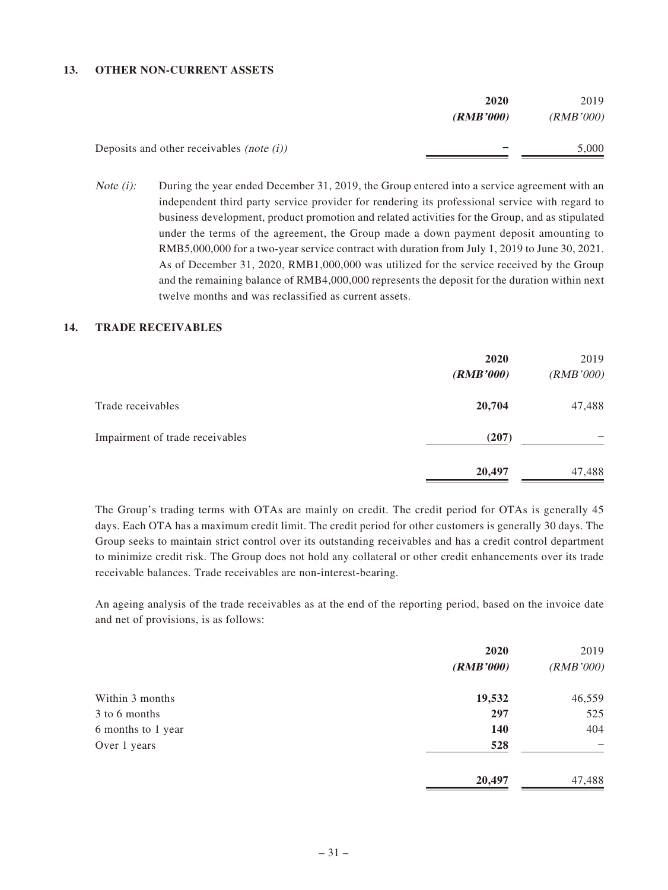## 13. OTHER NON-CURRENT ASSETS

| | **2020** | 2019 |
|---|---|---|
| | ***(RMB'000)*** | *(RMB'000)* |
| Deposits and other receivables *(note (i))* | **–** | 5,000 |

*Note (i):* During the year ended December 31, 2019, the Group entered into a service agreement with an independent third party service provider for rendering its professional service with regard to business development, product promotion and related activities for the Group, and as stipulated under the terms of the agreement, the Group made a down payment deposit amounting to RMB5,000,000 for a two-year service contract with duration from July 1, 2019 to June 30, 2021. As of December 31, 2020, RMB1,000,000 was utilized for the service received by the Group and the remaining balance of RMB4,000,000 represents the deposit for the duration within next twelve months and was reclassified as current assets.

## 14. TRADE RECEIVABLES

| | **2020** | 2019 |
|---|---|---|
| | ***(RMB'000)*** | *(RMB'000)* |
| Trade receivables | **20,704** | 47,488 |
| Impairment of trade receivables | **(207)** | – |
| | **20,497** | 47,488 |

The Group's trading terms with OTAs are mainly on credit. The credit period for OTAs is generally 45 days. Each OTA has a maximum credit limit. The credit period for other customers is generally 30 days. The Group seeks to maintain strict control over its outstanding receivables and has a credit control department to minimize credit risk. The Group does not hold any collateral or other credit enhancements over its trade receivable balances. Trade receivables are non-interest-bearing.

An ageing analysis of the trade receivables as at the end of the reporting period, based on the invoice date and net of provisions, is as follows:

| | **2020** | 2019 |
|---|---|---|
| | ***(RMB'000)*** | *(RMB'000)* |
| Within 3 months | **19,532** | 46,559 |
| 3 to 6 months | **297** | 525 |
| 6 months to 1 year | **140** | 404 |
| Over 1 years | **528** | – |
| | **20,497** | 47,488 |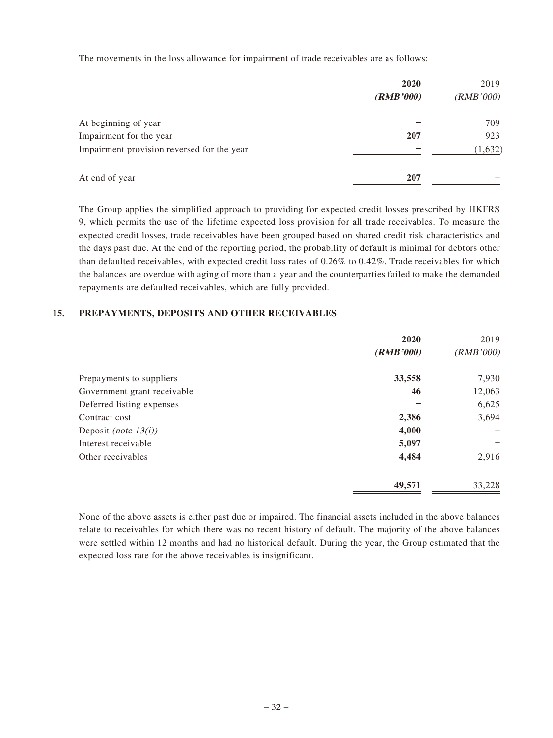The movements in the loss allowance for impairment of trade receivables are as follows:

| | 2020 | 2019 |
|---|---|---|
| | **(RMB'000)** | *(RMB'000)* |
| At beginning of year | **–** | 709 |
| Impairment for the year | **207** | 923 |
| Impairment provision reversed for the year | **–** | (1,632) |
| At end of year | **207** | – |

The Group applies the simplified approach to providing for expected credit losses prescribed by HKFRS 9, which permits the use of the lifetime expected loss provision for all trade receivables. To measure the expected credit losses, trade receivables have been grouped based on shared credit risk characteristics and the days past due. At the end of the reporting period, the probability of default is minimal for debtors other than defaulted receivables, with expected credit loss rates of 0.26% to 0.42%. Trade receivables for which the balances are overdue with aging of more than a year and the counterparties failed to make the demanded repayments are defaulted receivables, which are fully provided.

## 15. PREPAYMENTS, DEPOSITS AND OTHER RECEIVABLES

| | 2020 | 2019 |
|---|---|---|
| | **(RMB'000)** | *(RMB'000)* |
| Prepayments to suppliers | **33,558** | 7,930 |
| Government grant receivable | **46** | 12,063 |
| Deferred listing expenses | **–** | 6,625 |
| Contract cost | **2,386** | 3,694 |
| Deposit *(note 13(i))* | **4,000** | – |
| Interest receivable | **5,097** | – |
| Other receivables | **4,484** | 2,916 |
| | **49,571** | 33,228 |

None of the above assets is either past due or impaired. The financial assets included in the above balances relate to receivables for which there was no recent history of default. The majority of the above balances were settled within 12 months and had no historical default. During the year, the Group estimated that the expected loss rate for the above receivables is insignificant.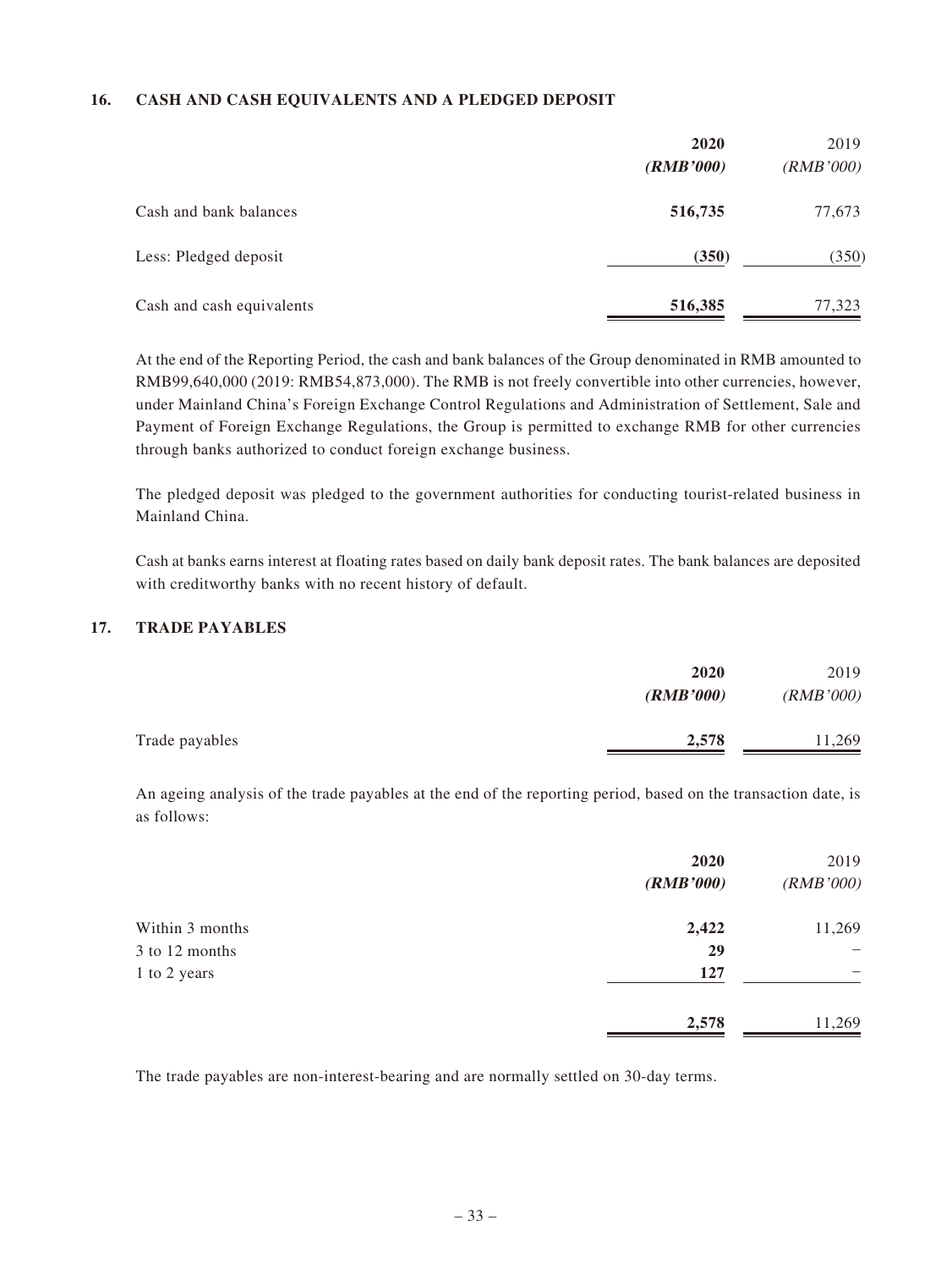## 16. CASH AND CASH EQUIVALENTS AND A PLEDGED DEPOSIT

| | **2020** | 2019 |
|---|---|---|
| | ***(RMB'000)*** | *(RMB'000)* |
| Cash and bank balances | **516,735** | 77,673 |
| Less: Pledged deposit | **(350)** | (350) |
| Cash and cash equivalents | **516,385** | 77,323 |

At the end of the Reporting Period, the cash and bank balances of the Group denominated in RMB amounted to RMB99,640,000 (2019: RMB54,873,000). The RMB is not freely convertible into other currencies, however, under Mainland China's Foreign Exchange Control Regulations and Administration of Settlement, Sale and Payment of Foreign Exchange Regulations, the Group is permitted to exchange RMB for other currencies through banks authorized to conduct foreign exchange business.

The pledged deposit was pledged to the government authorities for conducting tourist-related business in Mainland China.

Cash at banks earns interest at floating rates based on daily bank deposit rates. The bank balances are deposited with creditworthy banks with no recent history of default.

## 17. TRADE PAYABLES

| | **2020** | 2019 |
|---|---|---|
| | ***(RMB'000)*** | *(RMB'000)* |
| Trade payables | **2,578** | 11,269 |

An ageing analysis of the trade payables at the end of the reporting period, based on the transaction date, is as follows:

| | **2020** | 2019 |
|---|---|---|
| | ***(RMB'000)*** | *(RMB'000)* |
| Within 3 months | **2,422** | 11,269 |
| 3 to 12 months | **29** | – |
| 1 to 2 years | **127** | – |
| | **2,578** | 11,269 |

The trade payables are non-interest-bearing and are normally settled on 30-day terms.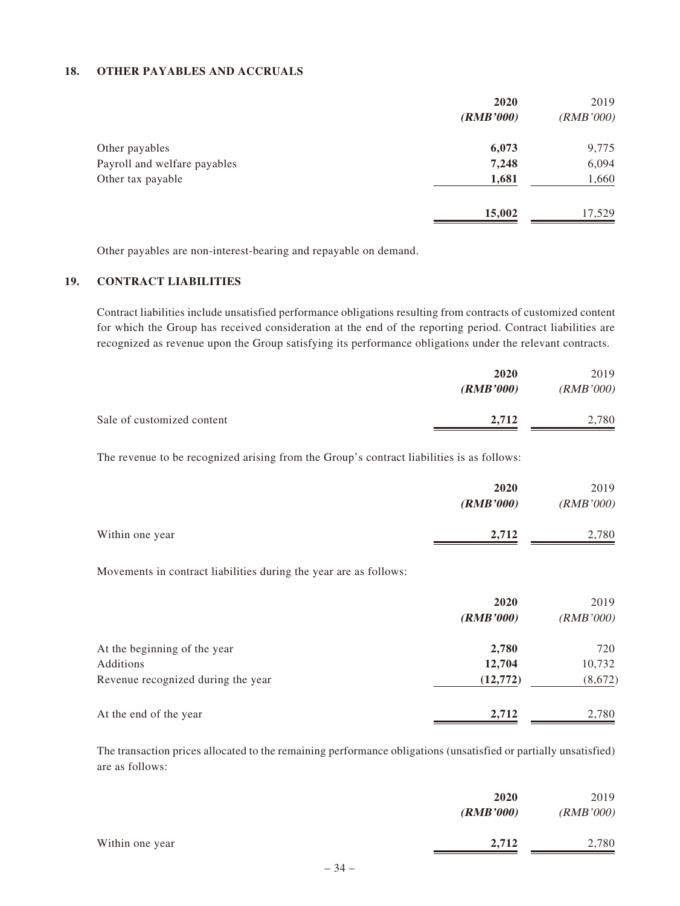## 18. OTHER PAYABLES AND ACCRUALS

| | **2020** | 2019 |
|---|---|---|
| | ***(RMB'000)*** | *(RMB'000)* |
| Other payables | **6,073** | 9,775 |
| Payroll and welfare payables | **7,248** | 6,094 |
| Other tax payable | **1,681** | 1,660 |
| | **15,002** | 17,529 |

Other payables are non-interest-bearing and repayable on demand.

## 19. CONTRACT LIABILITIES

Contract liabilities include unsatisfied performance obligations resulting from contracts of customized content for which the Group has received consideration at the end of the reporting period. Contract liabilities are recognized as revenue upon the Group satisfying its performance obligations under the relevant contracts.

| | **2020** | 2019 |
|---|---|---|
| | ***(RMB'000)*** | *(RMB'000)* |
| Sale of customized content | **2,712** | 2,780 |

The revenue to be recognized arising from the Group's contract liabilities is as follows:

| | **2020** | 2019 |
|---|---|---|
| | ***(RMB'000)*** | *(RMB'000)* |
| Within one year | **2,712** | 2,780 |

Movements in contract liabilities during the year are as follows:

| | **2020** | 2019 |
|---|---|---|
| | ***(RMB'000)*** | *(RMB'000)* |
| At the beginning of the year | **2,780** | 720 |
| Additions | **12,704** | 10,732 |
| Revenue recognized during the year | **(12,772)** | (8,672) |
| At the end of the year | **2,712** | 2,780 |

The transaction prices allocated to the remaining performance obligations (unsatisfied or partially unsatisfied) are as follows:

| | **2020** | 2019 |
|---|---|---|
| | ***(RMB'000)*** | *(RMB'000)* |
| Within one year | **2,712** | 2,780 |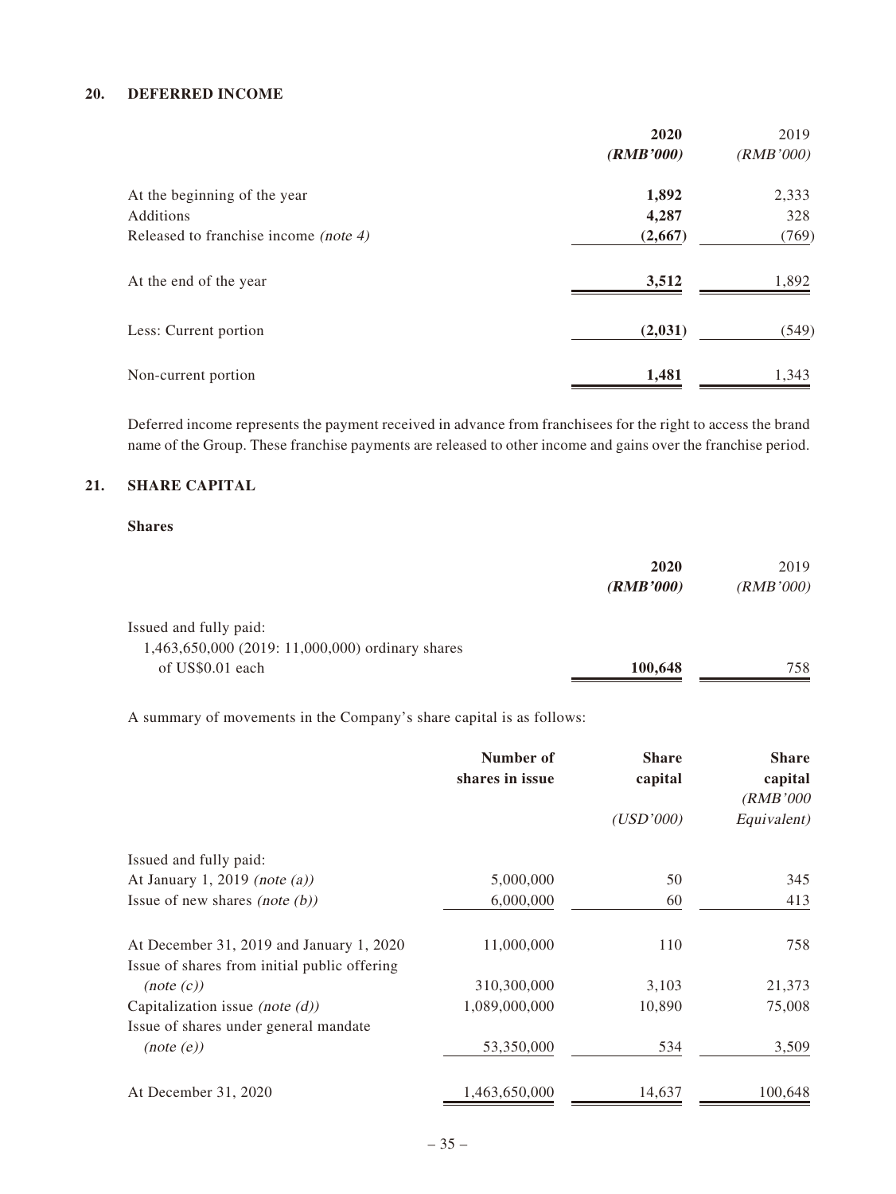## 20. DEFERRED INCOME

| | **2020** | 2019 |
|---|---|---|
| | ***(RMB'000)*** | *(RMB'000)* |
| At the beginning of the year | **1,892** | 2,333 |
| Additions | **4,287** | 328 |
| Released to franchise income *(note 4)* | **(2,667)** | (769) |
| At the end of the year | **3,512** | 1,892 |
| Less: Current portion | **(2,031)** | (549) |
| Non-current portion | **1,481** | 1,343 |

Deferred income represents the payment received in advance from franchisees for the right to access the brand name of the Group. These franchise payments are released to other income and gains over the franchise period.

## 21. SHARE CAPITAL

**Shares**

| | **2020** | 2019 |
|---|---|---|
| | ***(RMB'000)*** | *(RMB'000)* |
| Issued and fully paid: | | |
| 1,463,650,000 (2019: 11,000,000) ordinary shares of US$0.01 each | **100,648** | 758 |

A summary of movements in the Company's share capital is as follows:

| | Number of shares in issue | Share capital *(USD'000)* | Share capital *(RMB'000 Equivalent)* |
|---|---|---|---|
| Issued and fully paid: | | | |
| At January 1, 2019 *(note (a))* | 5,000,000 | 50 | 345 |
| Issue of new shares *(note (b))* | 6,000,000 | 60 | 413 |
| At December 31, 2019 and January 1, 2020 | 11,000,000 | 110 | 758 |
| Issue of shares from initial public offering *(note (c))* | 310,300,000 | 3,103 | 21,373 |
| Capitalization issue *(note (d))* | 1,089,000,000 | 10,890 | 75,008 |
| Issue of shares under general mandate *(note (e))* | 53,350,000 | 534 | 3,509 |
| At December 31, 2020 | 1,463,650,000 | 14,637 | 100,648 |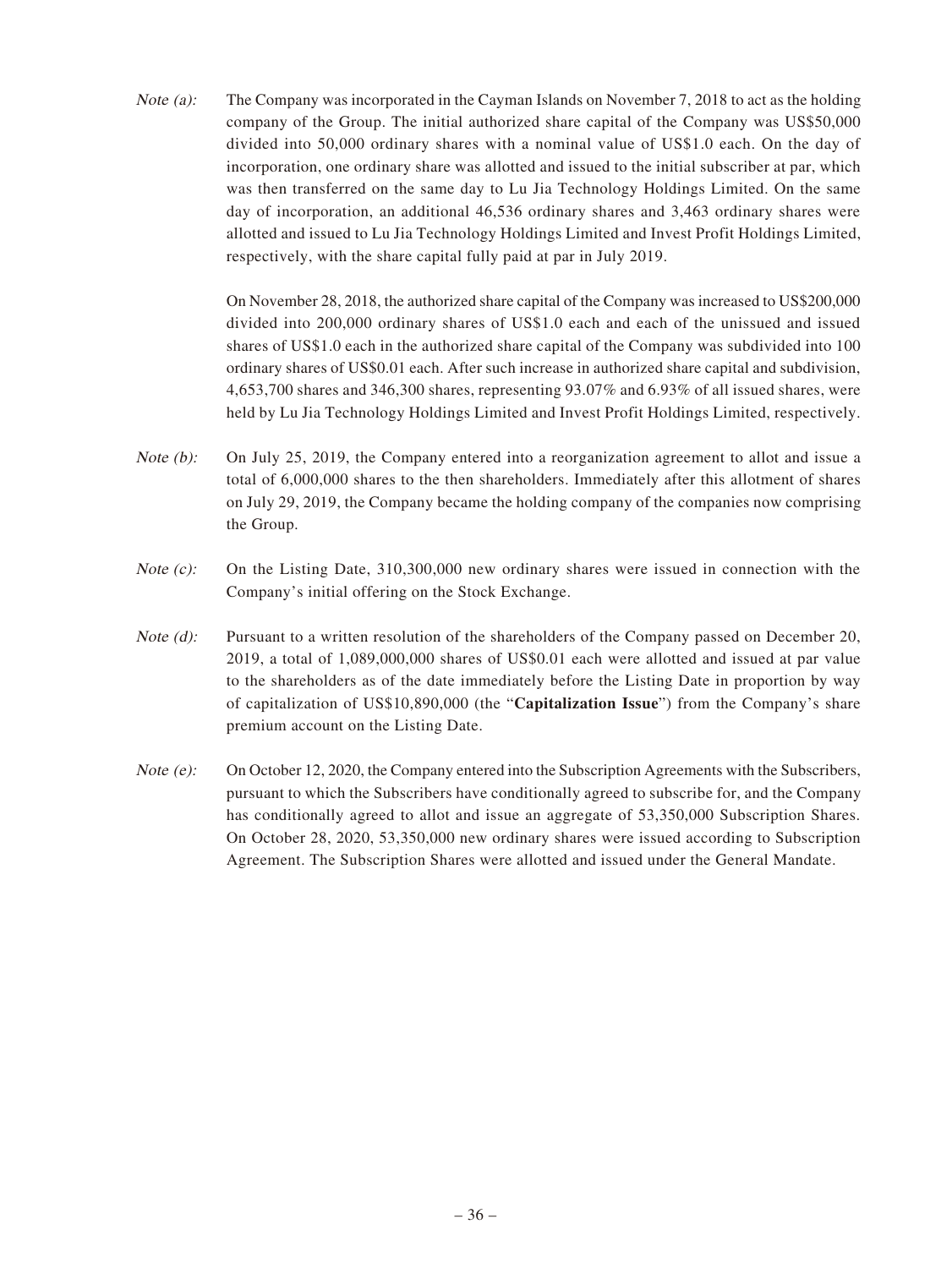*Note (a):* The Company was incorporated in the Cayman Islands on November 7, 2018 to act as the holding company of the Group. The initial authorized share capital of the Company was US$50,000 divided into 50,000 ordinary shares with a nominal value of US$1.0 each. On the day of incorporation, one ordinary share was allotted and issued to the initial subscriber at par, which was then transferred on the same day to Lu Jia Technology Holdings Limited. On the same day of incorporation, an additional 46,536 ordinary shares and 3,463 ordinary shares were allotted and issued to Lu Jia Technology Holdings Limited and Invest Profit Holdings Limited, respectively, with the share capital fully paid at par in July 2019.

On November 28, 2018, the authorized share capital of the Company was increased to US$200,000 divided into 200,000 ordinary shares of US$1.0 each and each of the unissued and issued shares of US$1.0 each in the authorized share capital of the Company was subdivided into 100 ordinary shares of US$0.01 each. After such increase in authorized share capital and subdivision, 4,653,700 shares and 346,300 shares, representing 93.07% and 6.93% of all issued shares, were held by Lu Jia Technology Holdings Limited and Invest Profit Holdings Limited, respectively.

*Note (b):* On July 25, 2019, the Company entered into a reorganization agreement to allot and issue a total of 6,000,000 shares to the then shareholders. Immediately after this allotment of shares on July 29, 2019, the Company became the holding company of the companies now comprising the Group.

*Note (c):* On the Listing Date, 310,300,000 new ordinary shares were issued in connection with the Company's initial offering on the Stock Exchange.

*Note (d):* Pursuant to a written resolution of the shareholders of the Company passed on December 20, 2019, a total of 1,089,000,000 shares of US$0.01 each were allotted and issued at par value to the shareholders as of the date immediately before the Listing Date in proportion by way of capitalization of US$10,890,000 (the "**Capitalization Issue**") from the Company's share premium account on the Listing Date.

*Note (e):* On October 12, 2020, the Company entered into the Subscription Agreements with the Subscribers, pursuant to which the Subscribers have conditionally agreed to subscribe for, and the Company has conditionally agreed to allot and issue an aggregate of 53,350,000 Subscription Shares. On October 28, 2020, 53,350,000 new ordinary shares were issued according to Subscription Agreement. The Subscription Shares were allotted and issued under the General Mandate.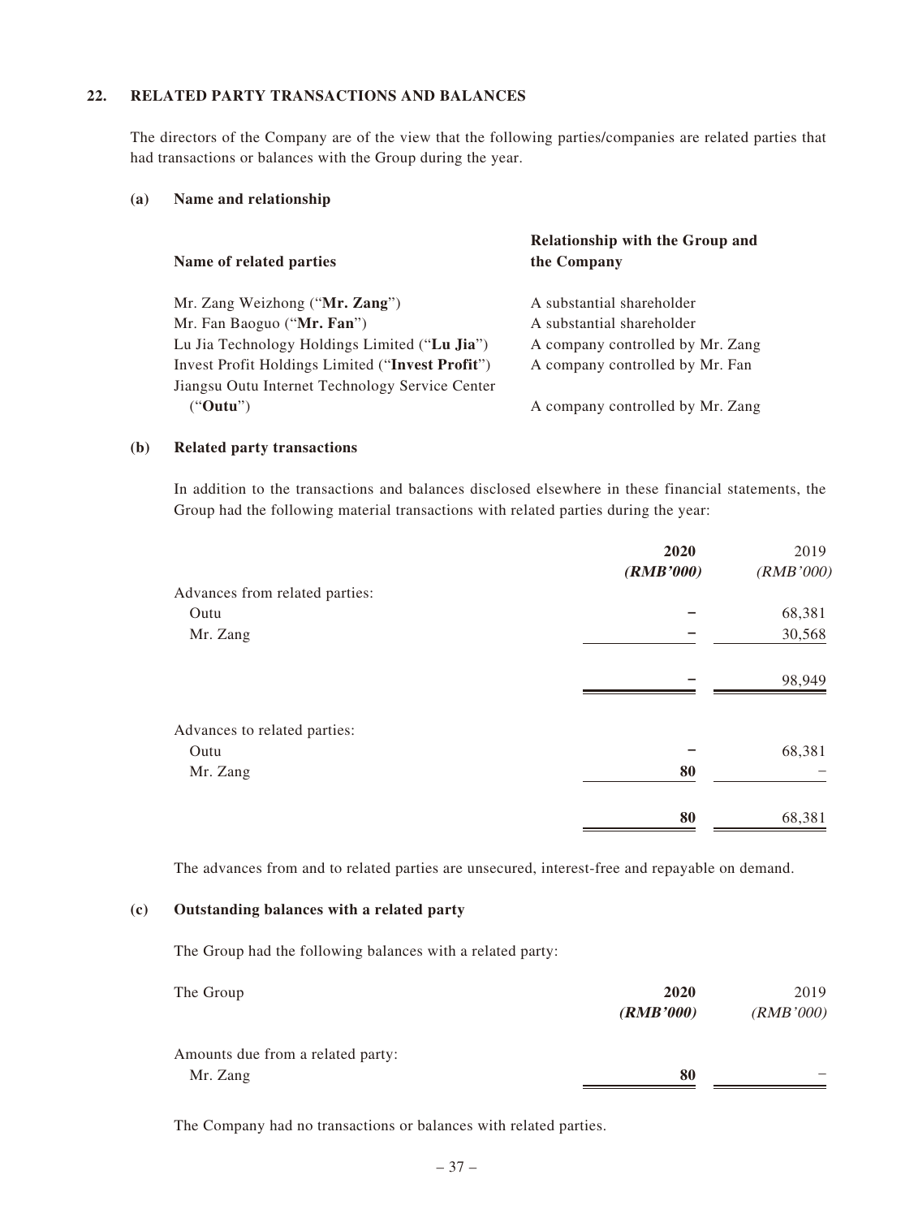## 22. RELATED PARTY TRANSACTIONS AND BALANCES

The directors of the Company are of the view that the following parties/companies are related parties that had transactions or balances with the Group during the year.

### (a) Name and relationship

| Name of related parties | Relationship with the Group and the Company |
|---|---|
| Mr. Zang Weizhong ("**Mr. Zang**") | A substantial shareholder |
| Mr. Fan Baoguo ("**Mr. Fan**") | A substantial shareholder |
| Lu Jia Technology Holdings Limited ("**Lu Jia**") | A company controlled by Mr. Zang |
| Invest Profit Holdings Limited ("**Invest Profit**") | A company controlled by Mr. Fan |
| Jiangsu Outu Internet Technology Service Center ("**Outu**") | A company controlled by Mr. Zang |

### (b) Related party transactions

In addition to the transactions and balances disclosed elsewhere in these financial statements, the Group had the following material transactions with related parties during the year:

| | **2020** ***(RMB'000)*** | 2019 *(RMB'000)* |
|---|---|---|
| Advances from related parties: | | |
| Outu | **–** | 68,381 |
| Mr. Zang | **–** | 30,568 |
| | **–** | 98,949 |
| Advances to related parties: | | |
| Outu | **–** | 68,381 |
| Mr. Zang | **80** | – |
| | **80** | 68,381 |

The advances from and to related parties are unsecured, interest-free and repayable on demand.

### (c) Outstanding balances with a related party

The Group had the following balances with a related party:

| The Group | **2020** ***(RMB'000)*** | 2019 *(RMB'000)* |
|---|---|---|
| Amounts due from a related party: | | |
| Mr. Zang | **80** | – |

The Company had no transactions or balances with related parties.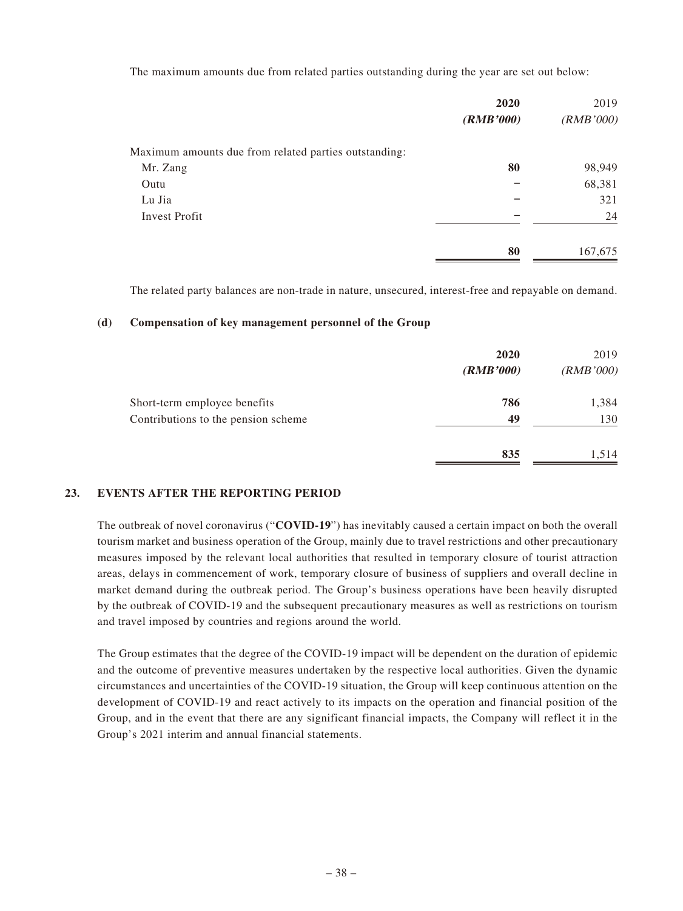The maximum amounts due from related parties outstanding during the year are set out below:

| | **2020** | 2019 |
|---|---|---|
| | ***(RMB'000)*** | *(RMB'000)* |
| Maximum amounts due from related parties outstanding: | | |
| Mr. Zang | **80** | 98,949 |
| Outu | **–** | 68,381 |
| Lu Jia | **–** | 321 |
| Invest Profit | **–** | 24 |
| | **80** | 167,675 |

The related party balances are non-trade in nature, unsecured, interest-free and repayable on demand.

**(d) Compensation of key management personnel of the Group**

| | **2020** | 2019 |
|---|---|---|
| | ***(RMB'000)*** | *(RMB'000)* |
| Short-term employee benefits | **786** | 1,384 |
| Contributions to the pension scheme | **49** | 130 |
| | **835** | 1,514 |

## 23. EVENTS AFTER THE REPORTING PERIOD

The outbreak of novel coronavirus ("**COVID-19**") has inevitably caused a certain impact on both the overall tourism market and business operation of the Group, mainly due to travel restrictions and other precautionary measures imposed by the relevant local authorities that resulted in temporary closure of tourist attraction areas, delays in commencement of work, temporary closure of business of suppliers and overall decline in market demand during the outbreak period. The Group's business operations have been heavily disrupted by the outbreak of COVID-19 and the subsequent precautionary measures as well as restrictions on tourism and travel imposed by countries and regions around the world.

The Group estimates that the degree of the COVID-19 impact will be dependent on the duration of epidemic and the outcome of preventive measures undertaken by the respective local authorities. Given the dynamic circumstances and uncertainties of the COVID-19 situation, the Group will keep continuous attention on the development of COVID-19 and react actively to its impacts on the operation and financial position of the Group, and in the event that there are any significant financial impacts, the Company will reflect it in the Group's 2021 interim and annual financial statements.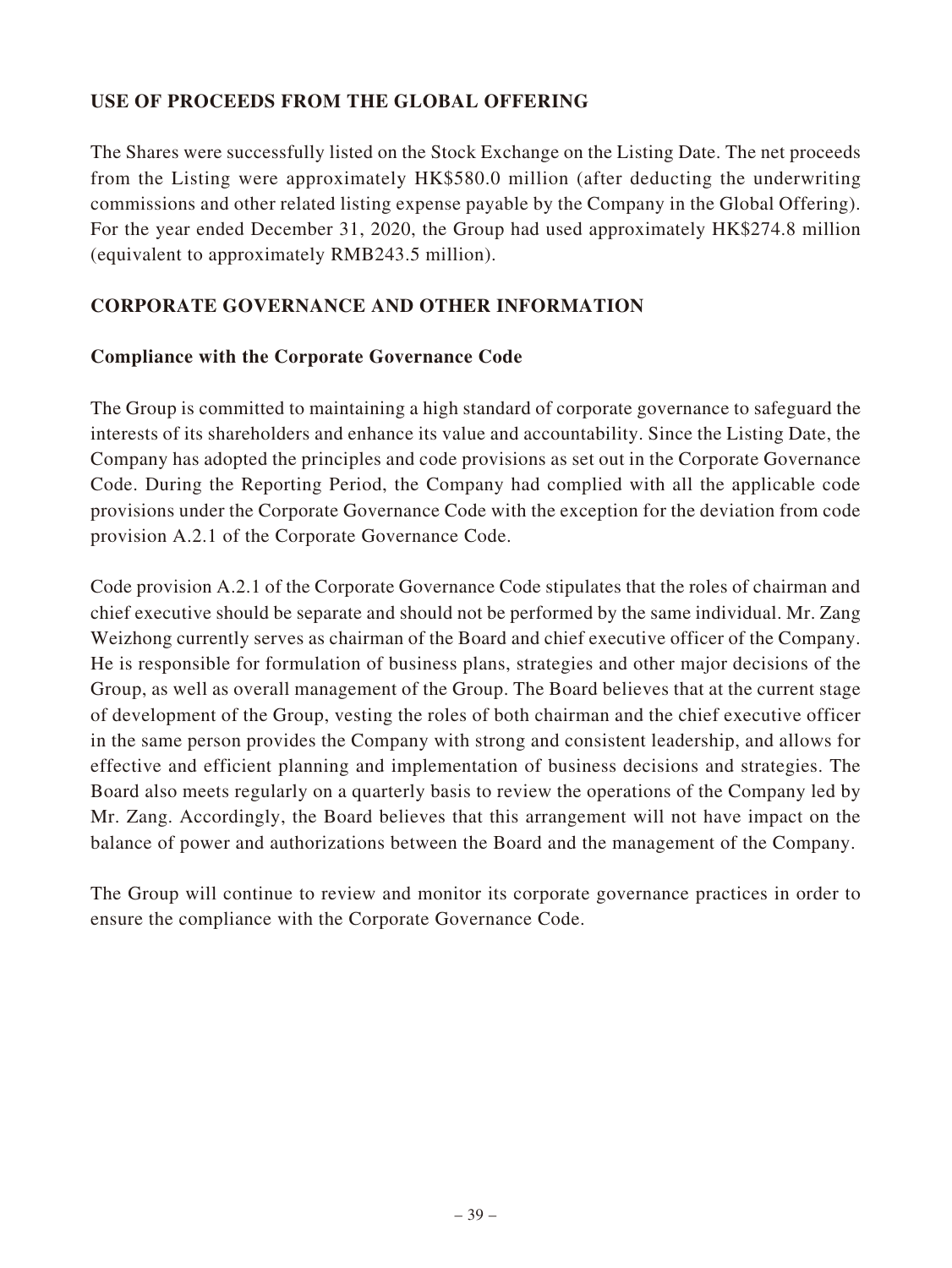## USE OF PROCEEDS FROM THE GLOBAL OFFERING

The Shares were successfully listed on the Stock Exchange on the Listing Date. The net proceeds from the Listing were approximately HK$580.0 million (after deducting the underwriting commissions and other related listing expense payable by the Company in the Global Offering). For the year ended December 31, 2020, the Group had used approximately HK$274.8 million (equivalent to approximately RMB243.5 million).

## CORPORATE GOVERNANCE AND OTHER INFORMATION

### Compliance with the Corporate Governance Code

The Group is committed to maintaining a high standard of corporate governance to safeguard the interests of its shareholders and enhance its value and accountability. Since the Listing Date, the Company has adopted the principles and code provisions as set out in the Corporate Governance Code. During the Reporting Period, the Company had complied with all the applicable code provisions under the Corporate Governance Code with the exception for the deviation from code provision A.2.1 of the Corporate Governance Code.

Code provision A.2.1 of the Corporate Governance Code stipulates that the roles of chairman and chief executive should be separate and should not be performed by the same individual. Mr. Zang Weizhong currently serves as chairman of the Board and chief executive officer of the Company. He is responsible for formulation of business plans, strategies and other major decisions of the Group, as well as overall management of the Group. The Board believes that at the current stage of development of the Group, vesting the roles of both chairman and the chief executive officer in the same person provides the Company with strong and consistent leadership, and allows for effective and efficient planning and implementation of business decisions and strategies. The Board also meets regularly on a quarterly basis to review the operations of the Company led by Mr. Zang. Accordingly, the Board believes that this arrangement will not have impact on the balance of power and authorizations between the Board and the management of the Company.

The Group will continue to review and monitor its corporate governance practices in order to ensure the compliance with the Corporate Governance Code.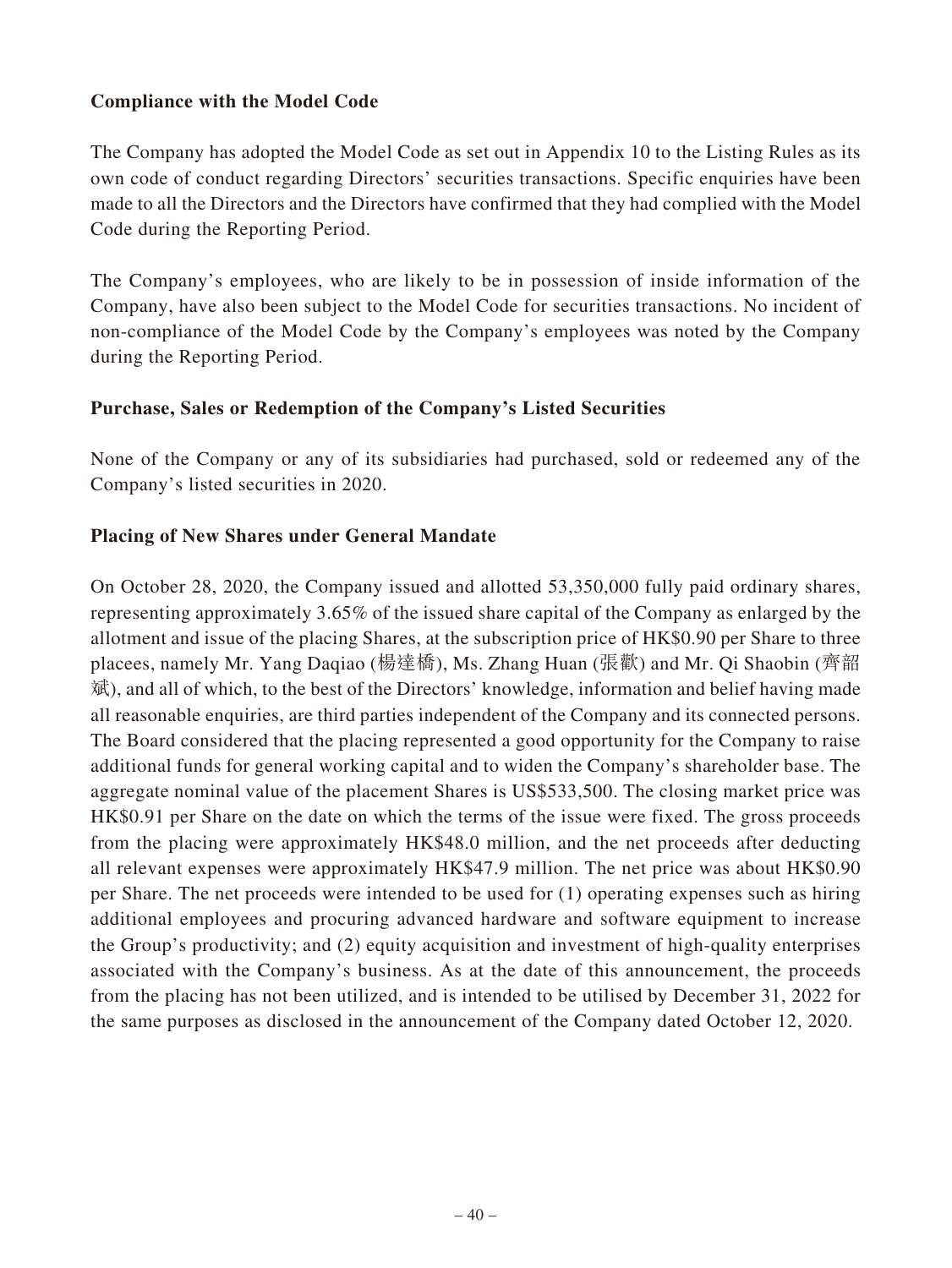**Compliance with the Model Code**

The Company has adopted the Model Code as set out in Appendix 10 to the Listing Rules as its own code of conduct regarding Directors' securities transactions. Specific enquiries have been made to all the Directors and the Directors have confirmed that they had complied with the Model Code during the Reporting Period.

The Company's employees, who are likely to be in possession of inside information of the Company, have also been subject to the Model Code for securities transactions. No incident of non-compliance of the Model Code by the Company's employees was noted by the Company during the Reporting Period.

**Purchase, Sales or Redemption of the Company's Listed Securities**

None of the Company or any of its subsidiaries had purchased, sold or redeemed any of the Company's listed securities in 2020.

**Placing of New Shares under General Mandate**

On October 28, 2020, the Company issued and allotted 53,350,000 fully paid ordinary shares, representing approximately 3.65% of the issued share capital of the Company as enlarged by the allotment and issue of the placing Shares, at the subscription price of HK$0.90 per Share to three placees, namely Mr. Yang Daqiao (楊達橋), Ms. Zhang Huan (張歡) and Mr. Qi Shaobin (齊韶斌), and all of which, to the best of the Directors' knowledge, information and belief having made all reasonable enquiries, are third parties independent of the Company and its connected persons. The Board considered that the placing represented a good opportunity for the Company to raise additional funds for general working capital and to widen the Company's shareholder base. The aggregate nominal value of the placement Shares is US$533,500. The closing market price was HK$0.91 per Share on the date on which the terms of the issue were fixed. The gross proceeds from the placing were approximately HK$48.0 million, and the net proceeds after deducting all relevant expenses were approximately HK$47.9 million. The net price was about HK$0.90 per Share. The net proceeds were intended to be used for (1) operating expenses such as hiring additional employees and procuring advanced hardware and software equipment to increase the Group's productivity; and (2) equity acquisition and investment of high-quality enterprises associated with the Company's business. As at the date of this announcement, the proceeds from the placing has not been utilized, and is intended to be utilised by December 31, 2022 for the same purposes as disclosed in the announcement of the Company dated October 12, 2020.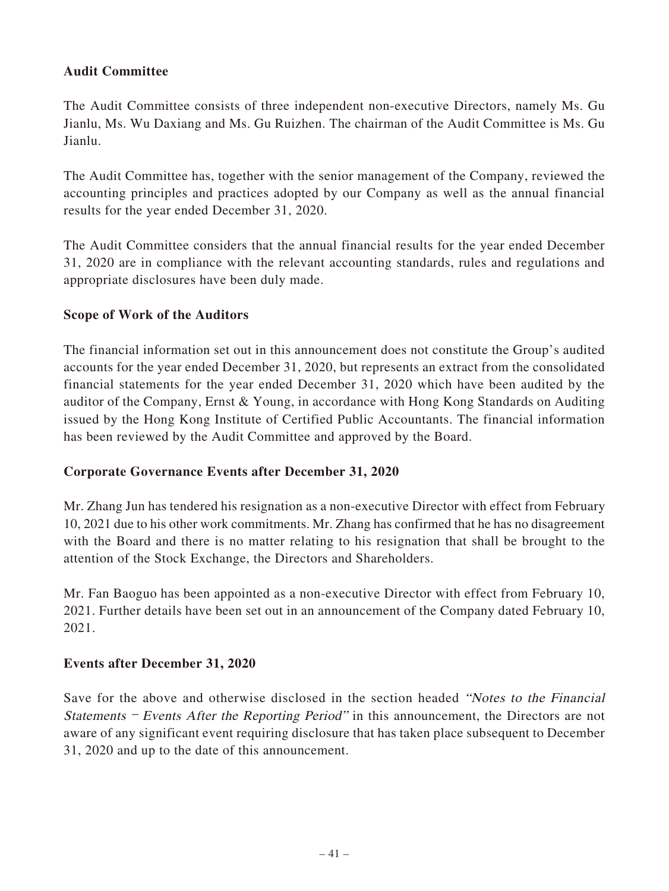## Audit Committee

The Audit Committee consists of three independent non-executive Directors, namely Ms. Gu Jianlu, Ms. Wu Daxiang and Ms. Gu Ruizhen. The chairman of the Audit Committee is Ms. Gu Jianlu.

The Audit Committee has, together with the senior management of the Company, reviewed the accounting principles and practices adopted by our Company as well as the annual financial results for the year ended December 31, 2020.

The Audit Committee considers that the annual financial results for the year ended December 31, 2020 are in compliance with the relevant accounting standards, rules and regulations and appropriate disclosures have been duly made.

## Scope of Work of the Auditors

The financial information set out in this announcement does not constitute the Group's audited accounts for the year ended December 31, 2020, but represents an extract from the consolidated financial statements for the year ended December 31, 2020 which have been audited by the auditor of the Company, Ernst & Young, in accordance with Hong Kong Standards on Auditing issued by the Hong Kong Institute of Certified Public Accountants. The financial information has been reviewed by the Audit Committee and approved by the Board.

## Corporate Governance Events after December 31, 2020

Mr. Zhang Jun has tendered his resignation as a non-executive Director with effect from February 10, 2021 due to his other work commitments. Mr. Zhang has confirmed that he has no disagreement with the Board and there is no matter relating to his resignation that shall be brought to the attention of the Stock Exchange, the Directors and Shareholders.

Mr. Fan Baoguo has been appointed as a non-executive Director with effect from February 10, 2021. Further details have been set out in an announcement of the Company dated February 10, 2021.

## Events after December 31, 2020

Save for the above and otherwise disclosed in the section headed *"Notes to the Financial Statements – Events After the Reporting Period"* in this announcement, the Directors are not aware of any significant event requiring disclosure that has taken place subsequent to December 31, 2020 and up to the date of this announcement.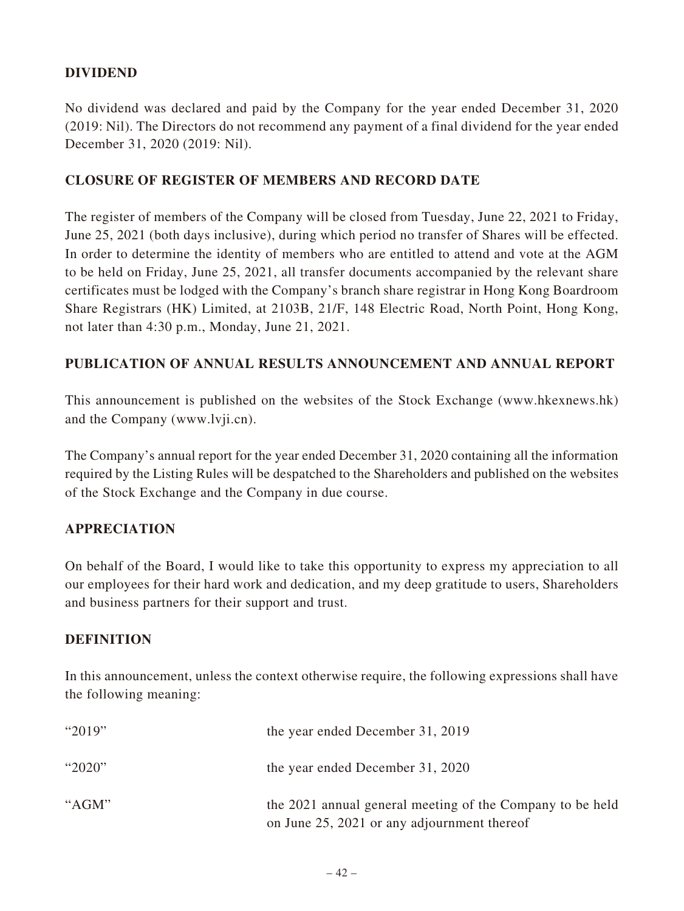## DIVIDEND

No dividend was declared and paid by the Company for the year ended December 31, 2020 (2019: Nil). The Directors do not recommend any payment of a final dividend for the year ended December 31, 2020 (2019: Nil).

## CLOSURE OF REGISTER OF MEMBERS AND RECORD DATE

The register of members of the Company will be closed from Tuesday, June 22, 2021 to Friday, June 25, 2021 (both days inclusive), during which period no transfer of Shares will be effected. In order to determine the identity of members who are entitled to attend and vote at the AGM to be held on Friday, June 25, 2021, all transfer documents accompanied by the relevant share certificates must be lodged with the Company's branch share registrar in Hong Kong Boardroom Share Registrars (HK) Limited, at 2103B, 21/F, 148 Electric Road, North Point, Hong Kong, not later than 4:30 p.m., Monday, June 21, 2021.

## PUBLICATION OF ANNUAL RESULTS ANNOUNCEMENT AND ANNUAL REPORT

This announcement is published on the websites of the Stock Exchange (www.hkexnews.hk) and the Company (www.lvji.cn).

The Company's annual report for the year ended December 31, 2020 containing all the information required by the Listing Rules will be despatched to the Shareholders and published on the websites of the Stock Exchange and the Company in due course.

## APPRECIATION

On behalf of the Board, I would like to take this opportunity to express my appreciation to all our employees for their hard work and dedication, and my deep gratitude to users, Shareholders and business partners for their support and trust.

## DEFINITION

In this announcement, unless the context otherwise require, the following expressions shall have the following meaning:

| | |
|---|---|
| "2019" | the year ended December 31, 2019 |
| "2020" | the year ended December 31, 2020 |
| "AGM" | the 2021 annual general meeting of the Company to be held on June 25, 2021 or any adjournment thereof |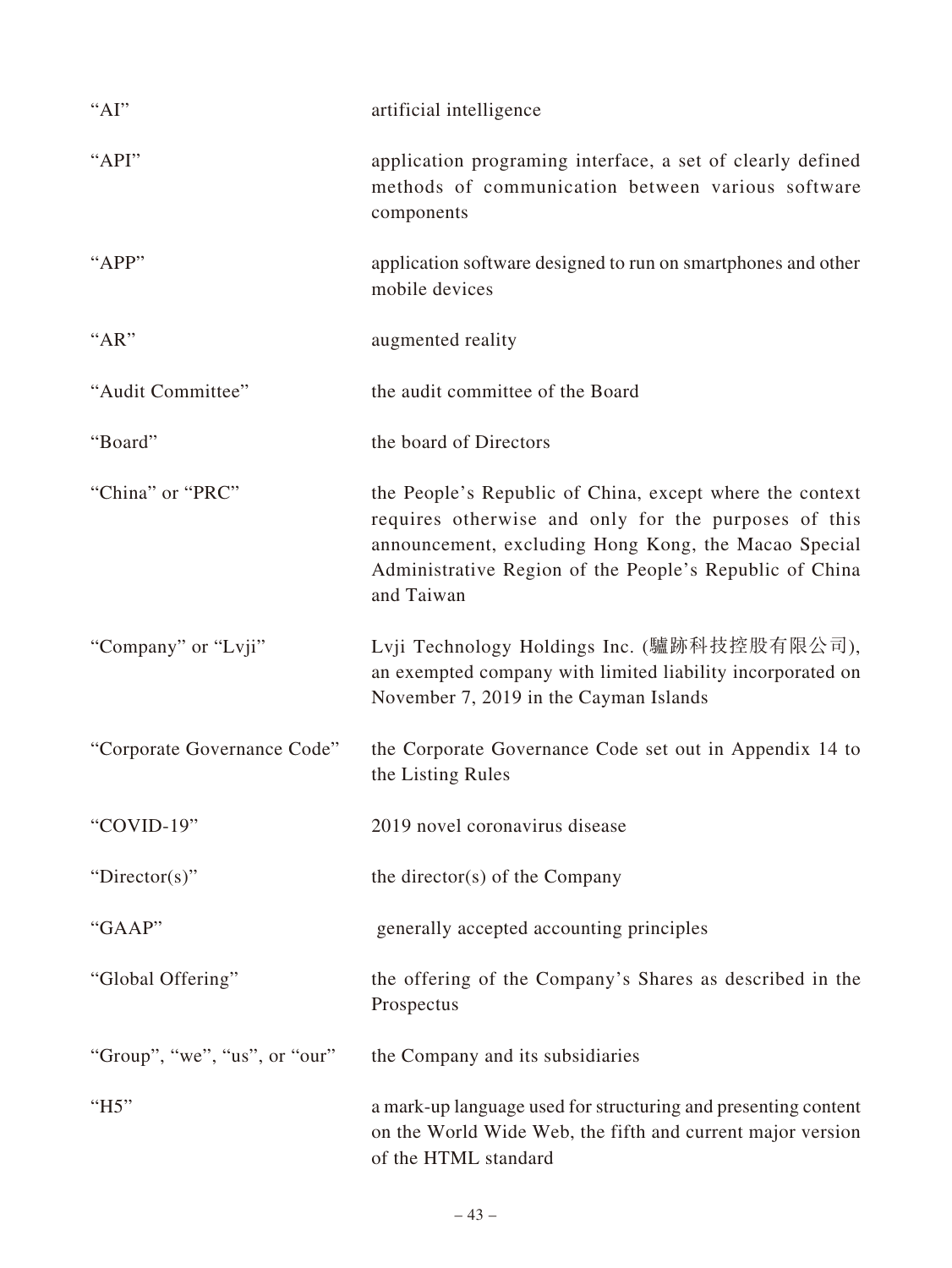| | |
|---|---|
| "AI" | artificial intelligence |
| "API" | application programing interface, a set of clearly defined methods of communication between various software components |
| "APP" | application software designed to run on smartphones and other mobile devices |
| "AR" | augmented reality |
| "Audit Committee" | the audit committee of the Board |
| "Board" | the board of Directors |
| "China" or "PRC" | the People's Republic of China, except where the context requires otherwise and only for the purposes of this announcement, excluding Hong Kong, the Macao Special Administrative Region of the People's Republic of China and Taiwan |
| "Company" or "Lvji" | Lvji Technology Holdings Inc. (驢跡科技控股有限公司), an exempted company with limited liability incorporated on November 7, 2019 in the Cayman Islands |
| "Corporate Governance Code" | the Corporate Governance Code set out in Appendix 14 to the Listing Rules |
| "COVID-19" | 2019 novel coronavirus disease |
| "Director(s)" | the director(s) of the Company |
| "GAAP" | generally accepted accounting principles |
| "Global Offering" | the offering of the Company's Shares as described in the Prospectus |
| "Group", "we", "us", or "our" | the Company and its subsidiaries |
| "H5" | a mark-up language used for structuring and presenting content on the World Wide Web, the fifth and current major version of the HTML standard |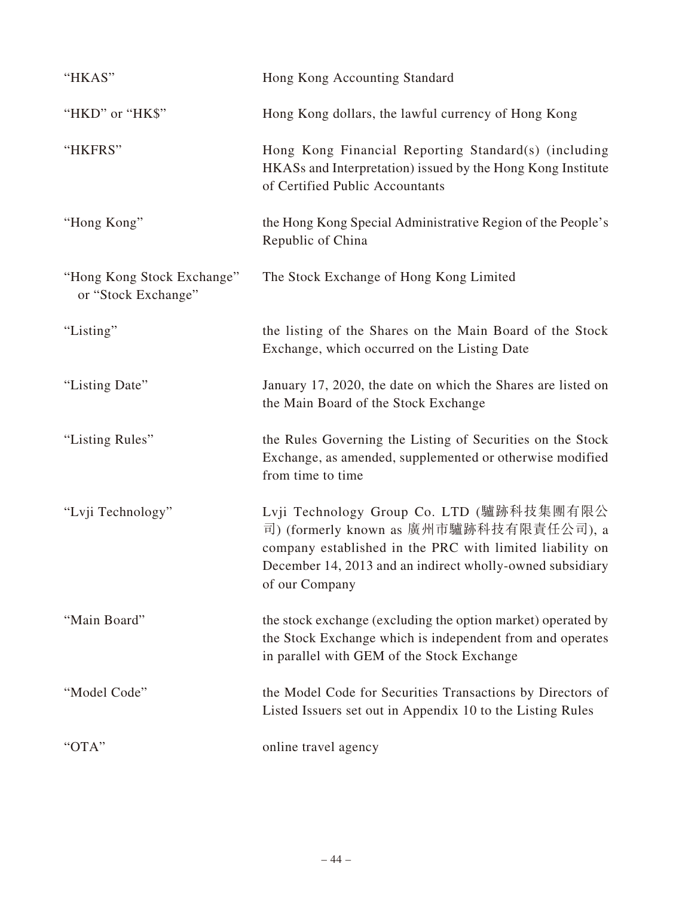| | |
|---|---|
| "HKAS" | Hong Kong Accounting Standard |
| "HKD" or "HK$" | Hong Kong dollars, the lawful currency of Hong Kong |
| "HKFRS" | Hong Kong Financial Reporting Standard(s) (including HKASs and Interpretation) issued by the Hong Kong Institute of Certified Public Accountants |
| "Hong Kong" | the Hong Kong Special Administrative Region of the People's Republic of China |
| "Hong Kong Stock Exchange" or "Stock Exchange" | The Stock Exchange of Hong Kong Limited |
| "Listing" | the listing of the Shares on the Main Board of the Stock Exchange, which occurred on the Listing Date |
| "Listing Date" | January 17, 2020, the date on which the Shares are listed on the Main Board of the Stock Exchange |
| "Listing Rules" | the Rules Governing the Listing of Securities on the Stock Exchange, as amended, supplemented or otherwise modified from time to time |
| "Lvji Technology" | Lvji Technology Group Co. LTD (驢跡科技集團有限公司) (formerly known as 廣州市驢跡科技有限責任公司), a company established in the PRC with limited liability on December 14, 2013 and an indirect wholly-owned subsidiary of our Company |
| "Main Board" | the stock exchange (excluding the option market) operated by the Stock Exchange which is independent from and operates in parallel with GEM of the Stock Exchange |
| "Model Code" | the Model Code for Securities Transactions by Directors of Listed Issuers set out in Appendix 10 to the Listing Rules |
| "OTA" | online travel agency |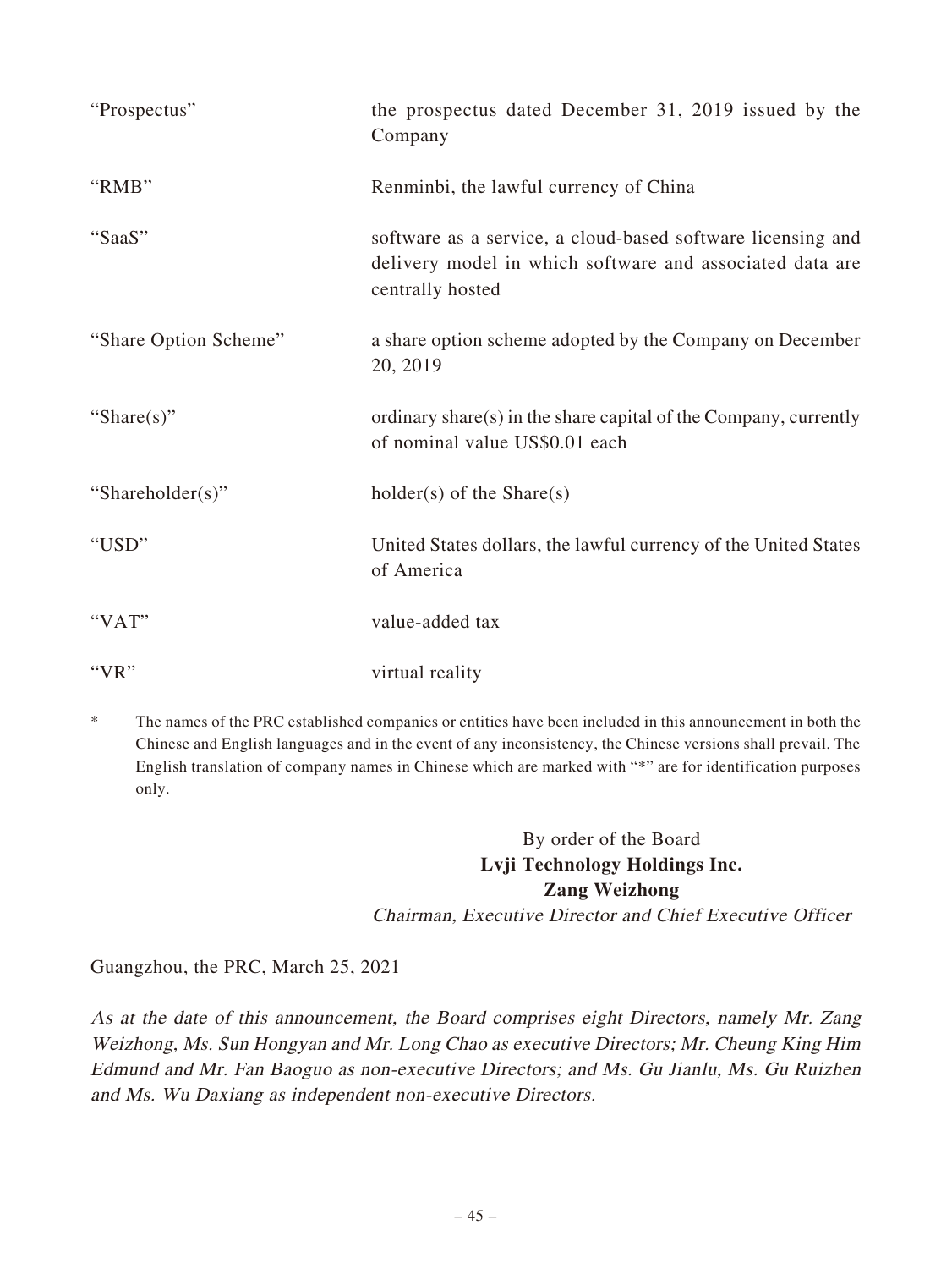| | |
|---|---|
| "Prospectus" | the prospectus dated December 31, 2019 issued by the Company |
| "RMB" | Renminbi, the lawful currency of China |
| "SaaS" | software as a service, a cloud-based software licensing and delivery model in which software and associated data are centrally hosted |
| "Share Option Scheme" | a share option scheme adopted by the Company on December 20, 2019 |
| "Share(s)" | ordinary share(s) in the share capital of the Company, currently of nominal value US$0.01 each |
| "Shareholder(s)" | holder(s) of the Share(s) |
| "USD" | United States dollars, the lawful currency of the United States of America |
| "VAT" | value-added tax |
| "VR" | virtual reality |

\* The names of the PRC established companies or entities have been included in this announcement in both the Chinese and English languages and in the event of any inconsistency, the Chinese versions shall prevail. The English translation of company names in Chinese which are marked with "*" are for identification purposes only.

By order of the Board
**Lvji Technology Holdings Inc.**
**Zang Weizhong**
*Chairman, Executive Director and Chief Executive Officer*

Guangzhou, the PRC, March 25, 2021

*As at the date of this announcement, the Board comprises eight Directors, namely Mr. Zang Weizhong, Ms. Sun Hongyan and Mr. Long Chao as executive Directors; Mr. Cheung King Him Edmund and Mr. Fan Baoguo as non-executive Directors; and Ms. Gu Jianlu, Ms. Gu Ruizhen and Ms. Wu Daxiang as independent non-executive Directors.*